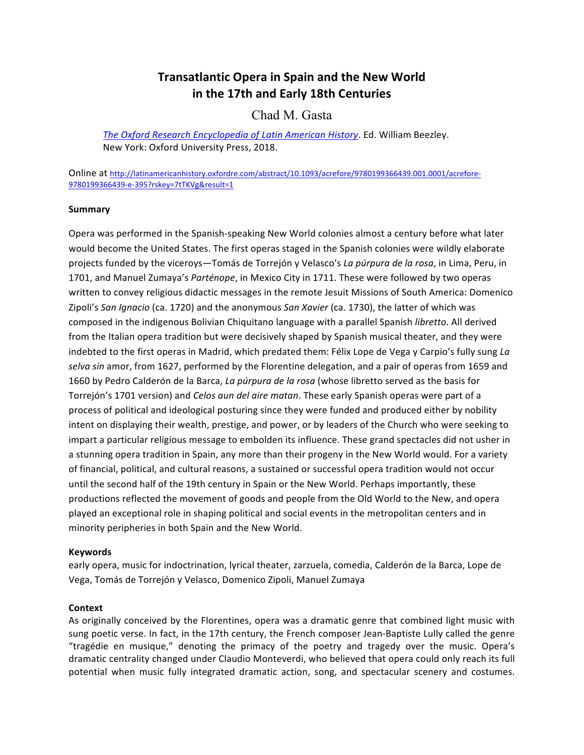# Transatlantic Opera in Spain and the New World in the 17th and Early 18th Centuries

Chad M. Gasta

*The Oxford Research Encyclopedia of Latin American History*. Ed. William Beezley. New York: Oxford University Press, 2018.

Online at http://latinamericanhistory.oxfordre.com/abstract/10.1093/acrefore/9780199366439.001.0001/acrefore-9780199366439-e-395?rskey=7tTKVg&result=1

**Summary**

Opera was performed in the Spanish-speaking New World colonies almost a century before what later would become the United States. The first operas staged in the Spanish colonies were wildly elaborate projects funded by the viceroys—Tomás de Torrejón y Velasco's *La púrpura de la rosa*, in Lima, Peru, in 1701, and Manuel Zumaya's *Parténope*, in Mexico City in 1711. These were followed by two operas written to convey religious didactic messages in the remote Jesuit Missions of South America: Domenico Zipoli's *San Ignacio* (ca. 1720) and the anonymous *San Xavier* (ca. 1730), the latter of which was composed in the indigenous Bolivian Chiquitano language with a parallel Spanish *libretto*. All derived from the Italian opera tradition but were decisively shaped by Spanish musical theater, and they were indebted to the first operas in Madrid, which predated them: Félix Lope de Vega y Carpio's fully sung *La selva sin* amor, from 1627, performed by the Florentine delegation, and a pair of operas from 1659 and 1660 by Pedro Calderón de la Barca, *La púrpura de la rosa* (whose libretto served as the basis for Torrejón's 1701 version) and *Celos aun del aire matan*. These early Spanish operas were part of a process of political and ideological posturing since they were funded and produced either by nobility intent on displaying their wealth, prestige, and power, or by leaders of the Church who were seeking to impart a particular religious message to embolden its influence. These grand spectacles did not usher in a stunning opera tradition in Spain, any more than their progeny in the New World would. For a variety of financial, political, and cultural reasons, a sustained or successful opera tradition would not occur until the second half of the 19th century in Spain or the New World. Perhaps importantly, these productions reflected the movement of goods and people from the Old World to the New, and opera played an exceptional role in shaping political and social events in the metropolitan centers and in minority peripheries in both Spain and the New World.

**Keywords**

early opera, music for indoctrination, lyrical theater, zarzuela, comedia, Calderón de la Barca, Lope de Vega, Tomás de Torrejón y Velasco, Domenico Zipoli, Manuel Zumaya

**Context**

As originally conceived by the Florentines, opera was a dramatic genre that combined light music with sung poetic verse. In fact, in the 17th century, the French composer Jean-Baptiste Lully called the genre "tragédie en musique," denoting the primacy of the poetry and tragedy over the music. Opera's dramatic centrality changed under Claudio Monteverdi, who believed that opera could only reach its full potential when music fully integrated dramatic action, song, and spectacular scenery and costumes.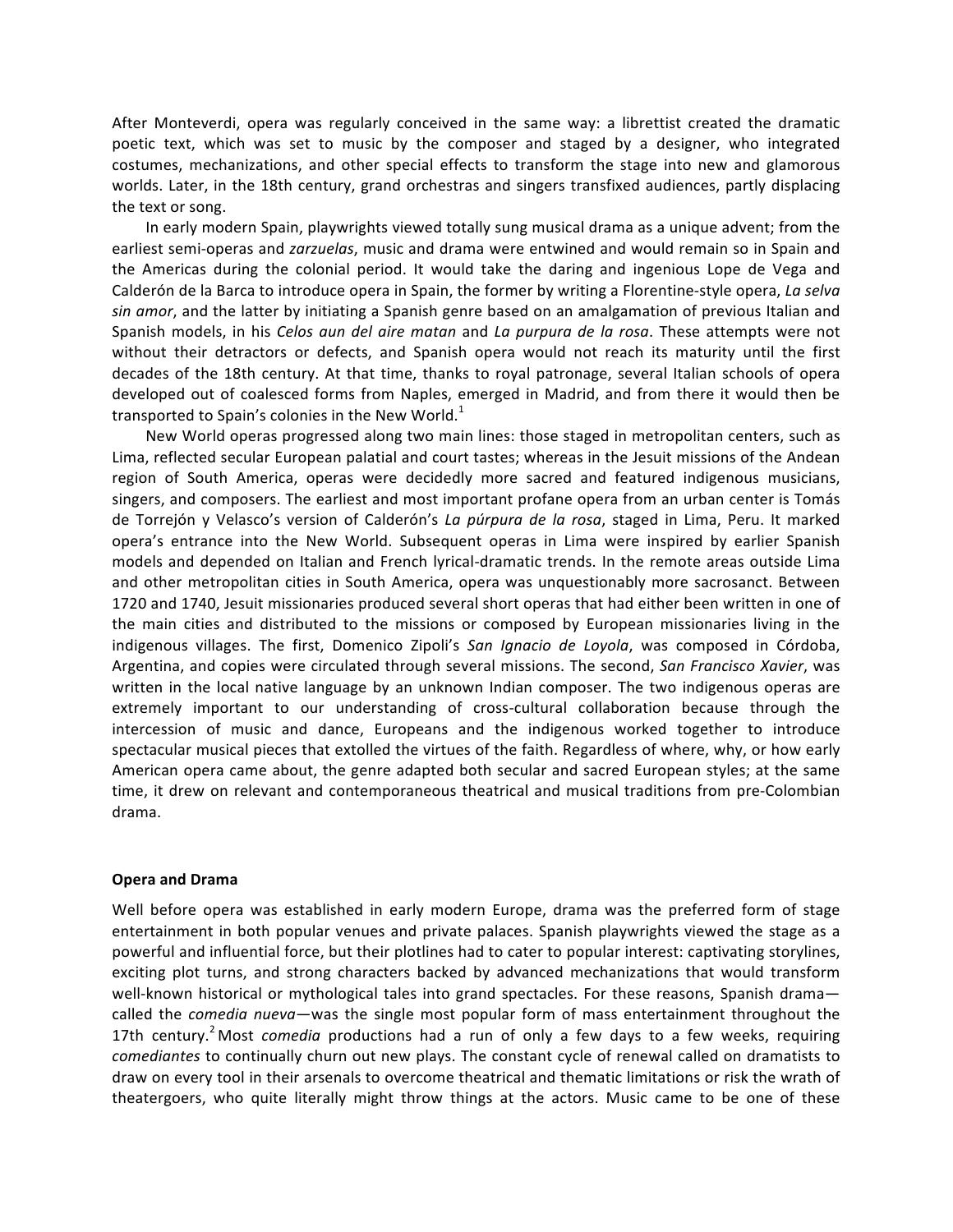After Monteverdi, opera was regularly conceived in the same way: a librettist created the dramatic poetic text, which was set to music by the composer and staged by a designer, who integrated costumes, mechanizations, and other special effects to transform the stage into new and glamorous worlds. Later, in the 18th century, grand orchestras and singers transfixed audiences, partly displacing the text or song.

In early modern Spain, playwrights viewed totally sung musical drama as a unique advent; from the earliest semi-operas and *zarzuelas*, music and drama were entwined and would remain so in Spain and the Americas during the colonial period. It would take the daring and ingenious Lope de Vega and Calderón de la Barca to introduce opera in Spain, the former by writing a Florentine-style opera, *La selva sin amor*, and the latter by initiating a Spanish genre based on an amalgamation of previous Italian and Spanish models, in his *Celos aun del aire matan* and *La purpura de la rosa*. These attempts were not without their detractors or defects, and Spanish opera would not reach its maturity until the first decades of the 18th century. At that time, thanks to royal patronage, several Italian schools of opera developed out of coalesced forms from Naples, emerged in Madrid, and from there it would then be transported to Spain's colonies in the New World.[1]

New World operas progressed along two main lines: those staged in metropolitan centers, such as Lima, reflected secular European palatial and court tastes; whereas in the Jesuit missions of the Andean region of South America, operas were decidedly more sacred and featured indigenous musicians, singers, and composers. The earliest and most important profane opera from an urban center is Tomás de Torrejón y Velasco's version of Calderón's *La púrpura de la rosa*, staged in Lima, Peru. It marked opera's entrance into the New World. Subsequent operas in Lima were inspired by earlier Spanish models and depended on Italian and French lyrical-dramatic trends. In the remote areas outside Lima and other metropolitan cities in South America, opera was unquestionably more sacrosanct. Between 1720 and 1740, Jesuit missionaries produced several short operas that had either been written in one of the main cities and distributed to the missions or composed by European missionaries living in the indigenous villages. The first, Domenico Zipoli's *San Ignacio de Loyola*, was composed in Córdoba, Argentina, and copies were circulated through several missions. The second, *San Francisco Xavier*, was written in the local native language by an unknown Indian composer. The two indigenous operas are extremely important to our understanding of cross-cultural collaboration because through the intercession of music and dance, Europeans and the indigenous worked together to introduce spectacular musical pieces that extolled the virtues of the faith. Regardless of where, why, or how early American opera came about, the genre adapted both secular and sacred European styles; at the same time, it drew on relevant and contemporaneous theatrical and musical traditions from pre-Colombian drama.

## Opera and Drama

Well before opera was established in early modern Europe, drama was the preferred form of stage entertainment in both popular venues and private palaces. Spanish playwrights viewed the stage as a powerful and influential force, but their plotlines had to cater to popular interest: captivating storylines, exciting plot turns, and strong characters backed by advanced mechanizations that would transform well-known historical or mythological tales into grand spectacles. For these reasons, Spanish drama—called the *comedia nueva*—was the single most popular form of mass entertainment throughout the 17th century.[2] Most *comedia* productions had a run of only a few days to a few weeks, requiring *comediantes* to continually churn out new plays. The constant cycle of renewal called on dramatists to draw on every tool in their arsenals to overcome theatrical and thematic limitations or risk the wrath of theatergoers, who quite literally might throw things at the actors. Music came to be one of these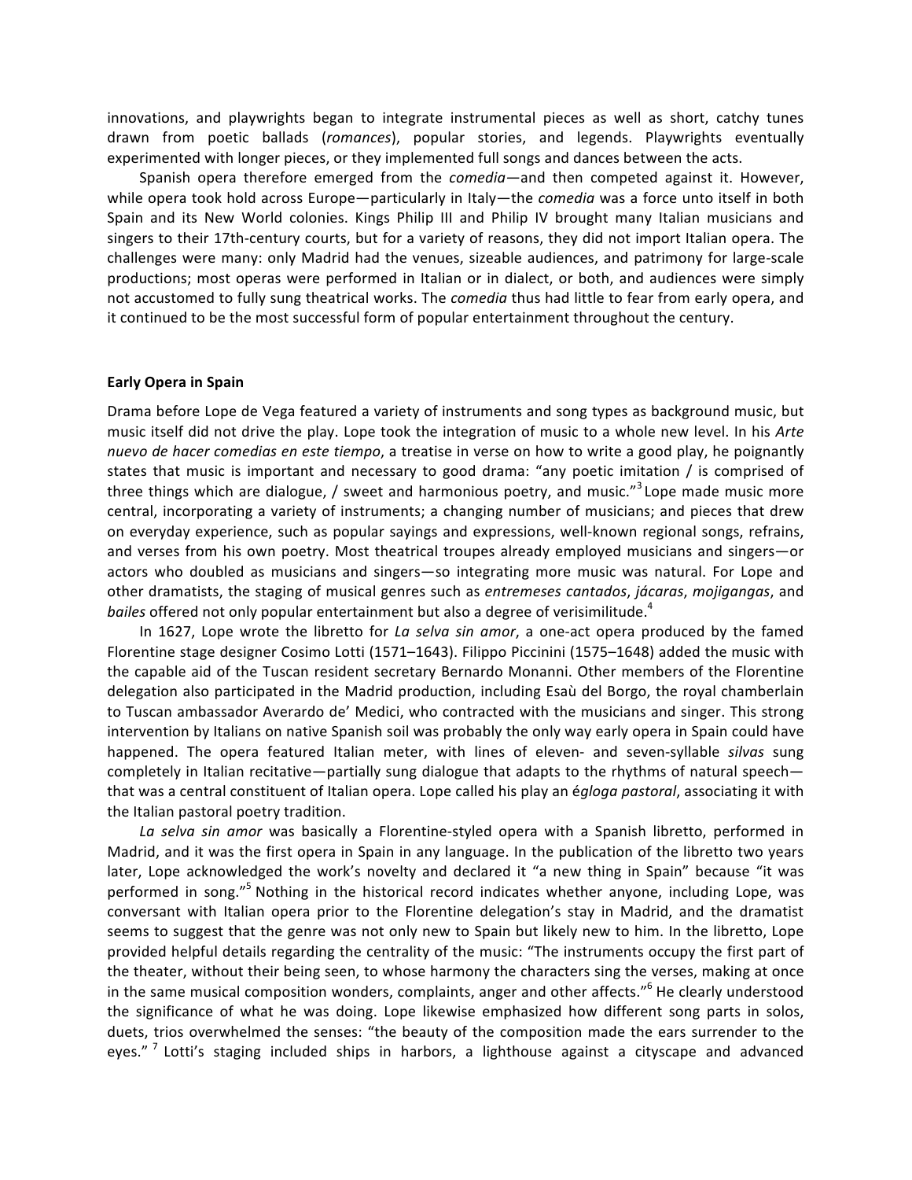innovations, and playwrights began to integrate instrumental pieces as well as short, catchy tunes drawn from poetic ballads (*romances*), popular stories, and legends. Playwrights eventually experimented with longer pieces, or they implemented full songs and dances between the acts.

Spanish opera therefore emerged from the *comedia*—and then competed against it. However, while opera took hold across Europe—particularly in Italy—the *comedia* was a force unto itself in both Spain and its New World colonies. Kings Philip III and Philip IV brought many Italian musicians and singers to their 17th-century courts, but for a variety of reasons, they did not import Italian opera. The challenges were many: only Madrid had the venues, sizeable audiences, and patrimony for large-scale productions; most operas were performed in Italian or in dialect, or both, and audiences were simply not accustomed to fully sung theatrical works. The *comedia* thus had little to fear from early opera, and it continued to be the most successful form of popular entertainment throughout the century.

**Early Opera in Spain**

Drama before Lope de Vega featured a variety of instruments and song types as background music, but music itself did not drive the play. Lope took the integration of music to a whole new level. In his *Arte nuevo de hacer comedias en este tiempo*, a treatise in verse on how to write a good play, he poignantly states that music is important and necessary to good drama: "any poetic imitation / is comprised of three things which are dialogue, / sweet and harmonious poetry, and music."[3] Lope made music more central, incorporating a variety of instruments; a changing number of musicians; and pieces that drew on everyday experience, such as popular sayings and expressions, well-known regional songs, refrains, and verses from his own poetry. Most theatrical troupes already employed musicians and singers—or actors who doubled as musicians and singers—so integrating more music was natural. For Lope and other dramatists, the staging of musical genres such as *entremeses cantados*, *jácaras*, *mojigangas*, and *bailes* offered not only popular entertainment but also a degree of verisimilitude.[4]

In 1627, Lope wrote the libretto for *La selva sin amor*, a one-act opera produced by the famed Florentine stage designer Cosimo Lotti (1571–1643). Filippo Piccinini (1575–1648) added the music with the capable aid of the Tuscan resident secretary Bernardo Monanni. Other members of the Florentine delegation also participated in the Madrid production, including Esaù del Borgo, the royal chamberlain to Tuscan ambassador Averardo de' Medici, who contracted with the musicians and singer. This strong intervention by Italians on native Spanish soil was probably the only way early opera in Spain could have happened. The opera featured Italian meter, with lines of eleven- and seven-syllable *silvas* sung completely in Italian recitative—partially sung dialogue that adapts to the rhythms of natural speech—that was a central constituent of Italian opera. Lope called his play an *égloga pastoral*, associating it with the Italian pastoral poetry tradition.

*La selva sin amor* was basically a Florentine-styled opera with a Spanish libretto, performed in Madrid, and it was the first opera in Spain in any language. In the publication of the libretto two years later, Lope acknowledged the work's novelty and declared it "a new thing in Spain" because "it was performed in song."[5] Nothing in the historical record indicates whether anyone, including Lope, was conversant with Italian opera prior to the Florentine delegation's stay in Madrid, and the dramatist seems to suggest that the genre was not only new to Spain but likely new to him. In the libretto, Lope provided helpful details regarding the centrality of the music: "The instruments occupy the first part of the theater, without their being seen, to whose harmony the characters sing the verses, making at once in the same musical composition wonders, complaints, anger and other affects."[6] He clearly understood the significance of what he was doing. Lope likewise emphasized how different song parts in solos, duets, trios overwhelmed the senses: "the beauty of the composition made the ears surrender to the eyes."[7] Lotti's staging included ships in harbors, a lighthouse against a cityscape and advanced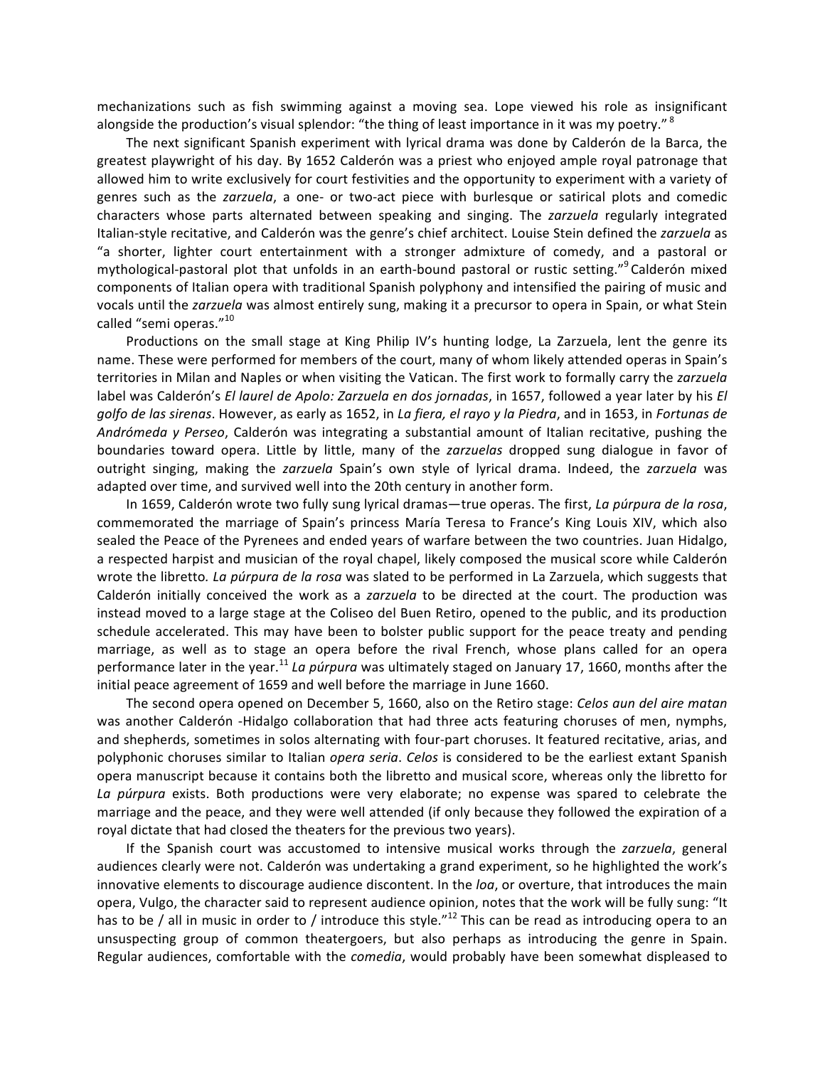mechanizations such as fish swimming against a moving sea. Lope viewed his role as insignificant alongside the production's visual splendor: "the thing of least importance in it was my poetry."[8]

The next significant Spanish experiment with lyrical drama was done by Calderón de la Barca, the greatest playwright of his day. By 1652 Calderón was a priest who enjoyed ample royal patronage that allowed him to write exclusively for court festivities and the opportunity to experiment with a variety of genres such as the *zarzuela*, a one- or two-act piece with burlesque or satirical plots and comedic characters whose parts alternated between speaking and singing. The *zarzuela* regularly integrated Italian-style recitative, and Calderón was the genre's chief architect. Louise Stein defined the *zarzuela* as "a shorter, lighter court entertainment with a stronger admixture of comedy, and a pastoral or mythological-pastoral plot that unfolds in an earth-bound pastoral or rustic setting."[9] Calderón mixed components of Italian opera with traditional Spanish polyphony and intensified the pairing of music and vocals until the *zarzuela* was almost entirely sung, making it a precursor to opera in Spain, or what Stein called "semi operas."[10]

Productions on the small stage at King Philip IV's hunting lodge, La Zarzuela, lent the genre its name. These were performed for members of the court, many of whom likely attended operas in Spain's territories in Milan and Naples or when visiting the Vatican. The first work to formally carry the *zarzuela* label was Calderón's *El laurel de Apolo: Zarzuela en dos jornadas*, in 1657, followed a year later by his *El golfo de las sirenas*. However, as early as 1652, in *La fiera, el rayo y la Piedra*, and in 1653, in *Fortunas de Andrómeda y Perseo*, Calderón was integrating a substantial amount of Italian recitative, pushing the boundaries toward opera. Little by little, many of the *zarzuelas* dropped sung dialogue in favor of outright singing, making the *zarzuela* Spain's own style of lyrical drama. Indeed, the *zarzuela* was adapted over time, and survived well into the 20th century in another form.

In 1659, Calderón wrote two fully sung lyrical dramas—true operas. The first, *La púrpura de la rosa*, commemorated the marriage of Spain's princess María Teresa to France's King Louis XIV, which also sealed the Peace of the Pyrenees and ended years of warfare between the two countries. Juan Hidalgo, a respected harpist and musician of the royal chapel, likely composed the musical score while Calderón wrote the libretto. *La púrpura de la rosa* was slated to be performed in La Zarzuela, which suggests that Calderón initially conceived the work as a *zarzuela* to be directed at the court. The production was instead moved to a large stage at the Coliseo del Buen Retiro, opened to the public, and its production schedule accelerated. This may have been to bolster public support for the peace treaty and pending marriage, as well as to stage an opera before the rival French, whose plans called for an opera performance later in the year.[11] *La púrpura* was ultimately staged on January 17, 1660, months after the initial peace agreement of 1659 and well before the marriage in June 1660.

The second opera opened on December 5, 1660, also on the Retiro stage: *Celos aun del aire matan* was another Calderón -Hidalgo collaboration that had three acts featuring choruses of men, nymphs, and shepherds, sometimes in solos alternating with four-part choruses. It featured recitative, arias, and polyphonic choruses similar to Italian *opera seria*. *Celos* is considered to be the earliest extant Spanish opera manuscript because it contains both the libretto and musical score, whereas only the libretto for *La púrpura* exists. Both productions were very elaborate; no expense was spared to celebrate the marriage and the peace, and they were well attended (if only because they followed the expiration of a royal dictate that had closed the theaters for the previous two years).

If the Spanish court was accustomed to intensive musical works through the *zarzuela*, general audiences clearly were not. Calderón was undertaking a grand experiment, so he highlighted the work's innovative elements to discourage audience discontent. In the *loa*, or overture, that introduces the main opera, Vulgo, the character said to represent audience opinion, notes that the work will be fully sung: "It has to be / all in music in order to / introduce this style."[12] This can be read as introducing opera to an unsuspecting group of common theatergoers, but also perhaps as introducing the genre in Spain. Regular audiences, comfortable with the *comedia*, would probably have been somewhat displeased to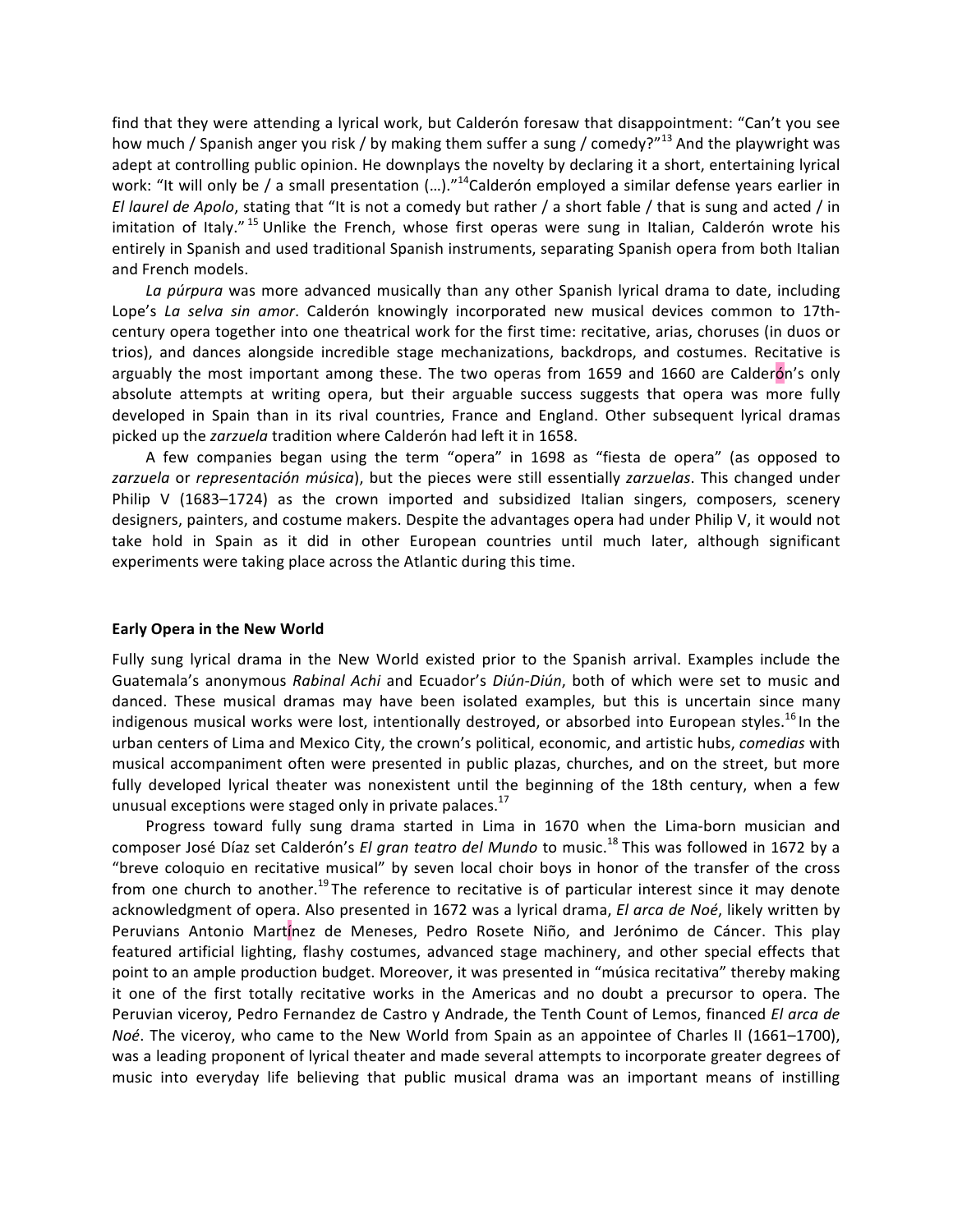find that they were attending a lyrical work, but Calderón foresaw that disappointment: "Can't you see how much / Spanish anger you risk / by making them suffer a sung / comedy?"[13] And the playwright was adept at controlling public opinion. He downplays the novelty by declaring it a short, entertaining lyrical work: "It will only be / a small presentation (…)."[14] Calderón employed a similar defense years earlier in *El laurel de Apolo*, stating that "It is not a comedy but rather / a short fable / that is sung and acted / in imitation of Italy."[15] Unlike the French, whose first operas were sung in Italian, Calderón wrote his entirely in Spanish and used traditional Spanish instruments, separating Spanish opera from both Italian and French models.

*La púrpura* was more advanced musically than any other Spanish lyrical drama to date, including Lope's *La selva sin amor*. Calderón knowingly incorporated new musical devices common to 17th-century opera together into one theatrical work for the first time: recitative, arias, choruses (in duos or trios), and dances alongside incredible stage mechanizations, backdrops, and costumes. Recitative is arguably the most important among these. The two operas from 1659 and 1660 are Calderón's only absolute attempts at writing opera, but their arguable success suggests that opera was more fully developed in Spain than in its rival countries, France and England. Other subsequent lyrical dramas picked up the *zarzuela* tradition where Calderón had left it in 1658.

A few companies began using the term "opera" in 1698 as "fiesta de opera" (as opposed to *zarzuela* or *representación música*), but the pieces were still essentially *zarzuelas*. This changed under Philip V (1683–1724) as the crown imported and subsidized Italian singers, composers, scenery designers, painters, and costume makers. Despite the advantages opera had under Philip V, it would not take hold in Spain as it did in other European countries until much later, although significant experiments were taking place across the Atlantic during this time.

**Early Opera in the New World**

Fully sung lyrical drama in the New World existed prior to the Spanish arrival. Examples include the Guatemala's anonymous *Rabinal Achi* and Ecuador's *Diún-Diún*, both of which were set to music and danced. These musical dramas may have been isolated examples, but this is uncertain since many indigenous musical works were lost, intentionally destroyed, or absorbed into European styles.[16] In the urban centers of Lima and Mexico City, the crown's political, economic, and artistic hubs, *comedias* with musical accompaniment often were presented in public plazas, churches, and on the street, but more fully developed lyrical theater was nonexistent until the beginning of the 18th century, when a few unusual exceptions were staged only in private palaces.[17]

Progress toward fully sung drama started in Lima in 1670 when the Lima-born musician and composer José Díaz set Calderón's *El gran teatro del Mundo* to music.[18] This was followed in 1672 by a "breve coloquio en recitative musical" by seven local choir boys in honor of the transfer of the cross from one church to another.[19] The reference to recitative is of particular interest since it may denote acknowledgment of opera. Also presented in 1672 was a lyrical drama, *El arca de Noé*, likely written by Peruvians Antonio Martínez de Meneses, Pedro Rosete Niño, and Jerónimo de Cáncer. This play featured artificial lighting, flashy costumes, advanced stage machinery, and other special effects that point to an ample production budget. Moreover, it was presented in "música recitativa" thereby making it one of the first totally recitative works in the Americas and no doubt a precursor to opera. The Peruvian viceroy, Pedro Fernandez de Castro y Andrade, the Tenth Count of Lemos, financed *El arca de Noé*. The viceroy, who came to the New World from Spain as an appointee of Charles II (1661–1700), was a leading proponent of lyrical theater and made several attempts to incorporate greater degrees of music into everyday life believing that public musical drama was an important means of instilling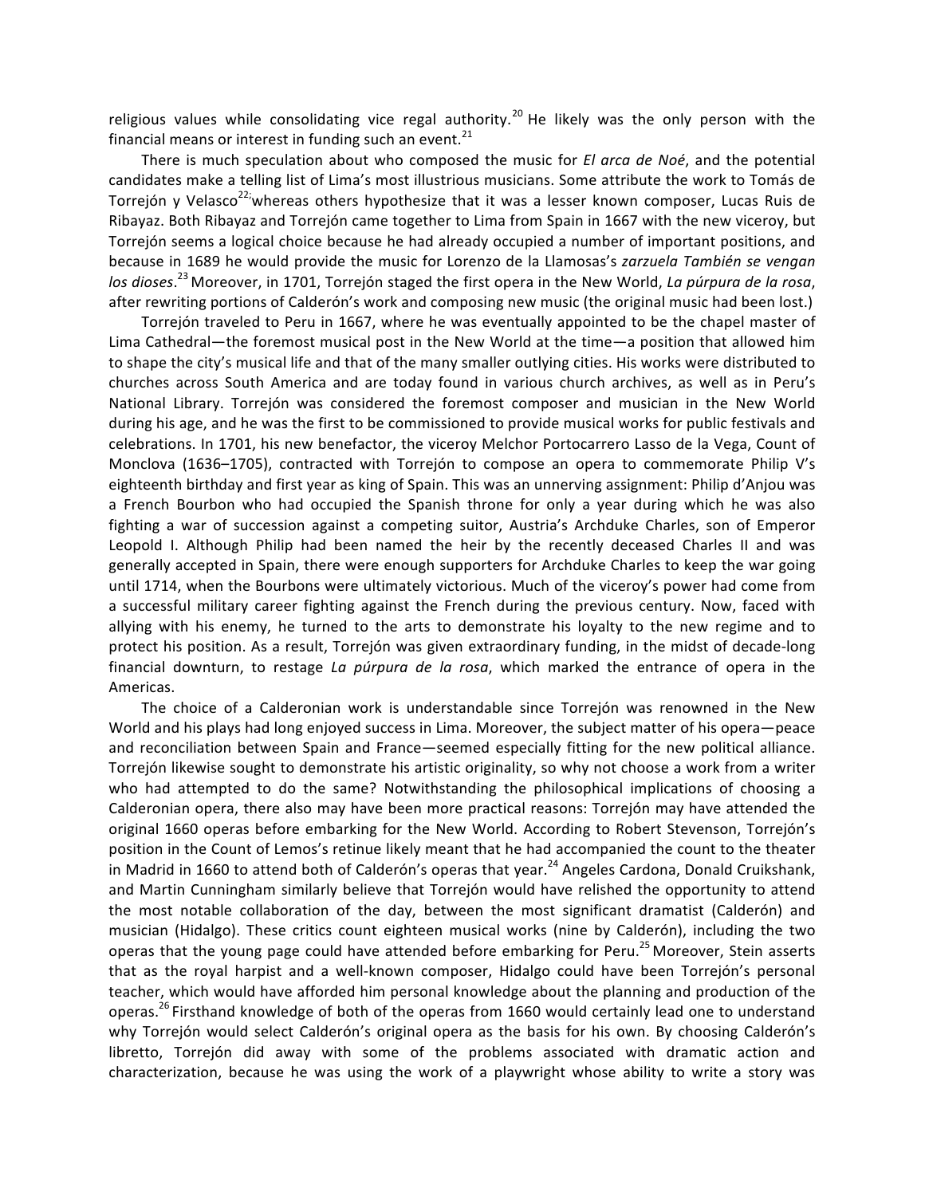religious values while consolidating vice regal authority.[20] He likely was the only person with the financial means or interest in funding such an event.[21]

There is much speculation about who composed the music for *El arca de Noé*, and the potential candidates make a telling list of Lima's most illustrious musicians. Some attribute the work to Tomás de Torrejón y Velasco[22;] whereas others hypothesize that it was a lesser known composer, Lucas Ruis de Ribayaz. Both Ribayaz and Torrejón came together to Lima from Spain in 1667 with the new viceroy, but Torrejón seems a logical choice because he had already occupied a number of important positions, and because in 1689 he would provide the music for Lorenzo de la Llamosas's *zarzuela También se vengan los dioses*.[23] Moreover, in 1701, Torrejón staged the first opera in the New World, *La púrpura de la rosa*, after rewriting portions of Calderón's work and composing new music (the original music had been lost.)

Torrejón traveled to Peru in 1667, where he was eventually appointed to be the chapel master of Lima Cathedral—the foremost musical post in the New World at the time—a position that allowed him to shape the city's musical life and that of the many smaller outlying cities. His works were distributed to churches across South America and are today found in various church archives, as well as in Peru's National Library. Torrejón was considered the foremost composer and musician in the New World during his age, and he was the first to be commissioned to provide musical works for public festivals and celebrations. In 1701, his new benefactor, the viceroy Melchor Portocarrero Lasso de la Vega, Count of Monclova (1636–1705), contracted with Torrejón to compose an opera to commemorate Philip V's eighteenth birthday and first year as king of Spain. This was an unnerving assignment: Philip d'Anjou was a French Bourbon who had occupied the Spanish throne for only a year during which he was also fighting a war of succession against a competing suitor, Austria's Archduke Charles, son of Emperor Leopold I. Although Philip had been named the heir by the recently deceased Charles II and was generally accepted in Spain, there were enough supporters for Archduke Charles to keep the war going until 1714, when the Bourbons were ultimately victorious. Much of the viceroy's power had come from a successful military career fighting against the French during the previous century. Now, faced with allying with his enemy, he turned to the arts to demonstrate his loyalty to the new regime and to protect his position. As a result, Torrejón was given extraordinary funding, in the midst of decade-long financial downturn, to restage *La púrpura de la rosa*, which marked the entrance of opera in the Americas.

The choice of a Calderonian work is understandable since Torrejón was renowned in the New World and his plays had long enjoyed success in Lima. Moreover, the subject matter of his opera—peace and reconciliation between Spain and France—seemed especially fitting for the new political alliance. Torrejón likewise sought to demonstrate his artistic originality, so why not choose a work from a writer who had attempted to do the same? Notwithstanding the philosophical implications of choosing a Calderonian opera, there also may have been more practical reasons: Torrejón may have attended the original 1660 operas before embarking for the New World. According to Robert Stevenson, Torrejón's position in the Count of Lemos's retinue likely meant that he had accompanied the count to the theater in Madrid in 1660 to attend both of Calderón's operas that year.[24] Angeles Cardona, Donald Cruikshank, and Martin Cunningham similarly believe that Torrejón would have relished the opportunity to attend the most notable collaboration of the day, between the most significant dramatist (Calderón) and musician (Hidalgo). These critics count eighteen musical works (nine by Calderón), including the two operas that the young page could have attended before embarking for Peru.[25] Moreover, Stein asserts that as the royal harpist and a well-known composer, Hidalgo could have been Torrejón's personal teacher, which would have afforded him personal knowledge about the planning and production of the operas.[26] Firsthand knowledge of both of the operas from 1660 would certainly lead one to understand why Torrejón would select Calderón's original opera as the basis for his own. By choosing Calderón's libretto, Torrejón did away with some of the problems associated with dramatic action and characterization, because he was using the work of a playwright whose ability to write a story was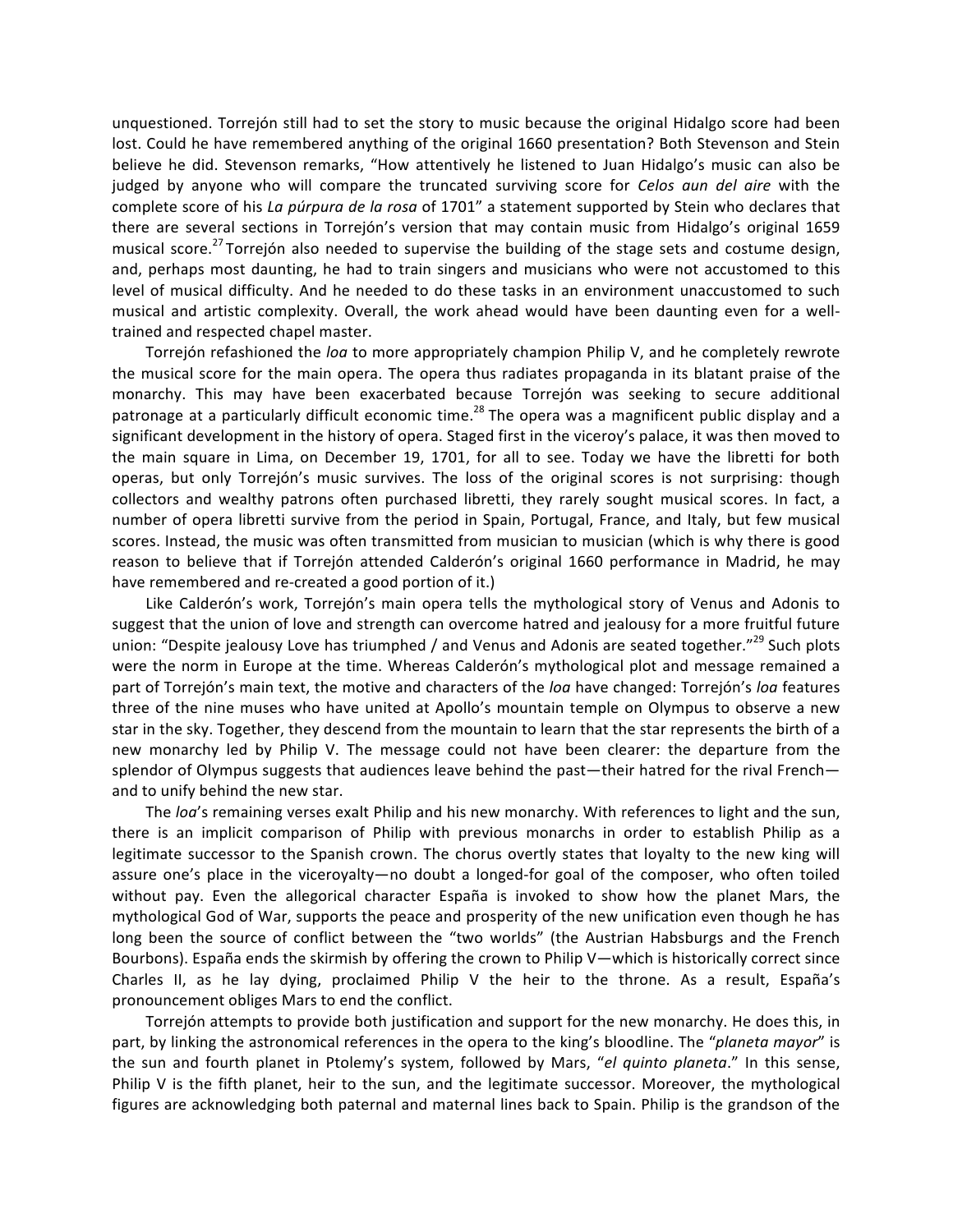unquestioned. Torrejón still had to set the story to music because the original Hidalgo score had been lost. Could he have remembered anything of the original 1660 presentation? Both Stevenson and Stein believe he did. Stevenson remarks, "How attentively he listened to Juan Hidalgo's music can also be judged by anyone who will compare the truncated surviving score for *Celos aun del aire* with the complete score of his *La púrpura de la rosa* of 1701" a statement supported by Stein who declares that there are several sections in Torrejón's version that may contain music from Hidalgo's original 1659 musical score.[27] Torrejón also needed to supervise the building of the stage sets and costume design, and, perhaps most daunting, he had to train singers and musicians who were not accustomed to this level of musical difficulty. And he needed to do these tasks in an environment unaccustomed to such musical and artistic complexity. Overall, the work ahead would have been daunting even for a well-trained and respected chapel master.

Torrejón refashioned the *loa* to more appropriately champion Philip V, and he completely rewrote the musical score for the main opera. The opera thus radiates propaganda in its blatant praise of the monarchy. This may have been exacerbated because Torrejón was seeking to secure additional patronage at a particularly difficult economic time.[28] The opera was a magnificent public display and a significant development in the history of opera. Staged first in the viceroy's palace, it was then moved to the main square in Lima, on December 19, 1701, for all to see. Today we have the libretti for both operas, but only Torrejón's music survives. The loss of the original scores is not surprising: though collectors and wealthy patrons often purchased libretti, they rarely sought musical scores. In fact, a number of opera libretti survive from the period in Spain, Portugal, France, and Italy, but few musical scores. Instead, the music was often transmitted from musician to musician (which is why there is good reason to believe that if Torrejón attended Calderón's original 1660 performance in Madrid, he may have remembered and re-created a good portion of it.)

Like Calderón's work, Torrejón's main opera tells the mythological story of Venus and Adonis to suggest that the union of love and strength can overcome hatred and jealousy for a more fruitful future union: "Despite jealousy Love has triumphed / and Venus and Adonis are seated together."[29] Such plots were the norm in Europe at the time. Whereas Calderón's mythological plot and message remained a part of Torrejón's main text, the motive and characters of the *loa* have changed: Torrejón's *loa* features three of the nine muses who have united at Apollo's mountain temple on Olympus to observe a new star in the sky. Together, they descend from the mountain to learn that the star represents the birth of a new monarchy led by Philip V. The message could not have been clearer: the departure from the splendor of Olympus suggests that audiences leave behind the past—their hatred for the rival French—and to unify behind the new star.

The *loa*'s remaining verses exalt Philip and his new monarchy. With references to light and the sun, there is an implicit comparison of Philip with previous monarchs in order to establish Philip as a legitimate successor to the Spanish crown. The chorus overtly states that loyalty to the new king will assure one's place in the viceroyalty—no doubt a longed-for goal of the composer, who often toiled without pay. Even the allegorical character España is invoked to show how the planet Mars, the mythological God of War, supports the peace and prosperity of the new unification even though he has long been the source of conflict between the "two worlds" (the Austrian Habsburgs and the French Bourbons). España ends the skirmish by offering the crown to Philip V—which is historically correct since Charles II, as he lay dying, proclaimed Philip V the heir to the throne. As a result, España's pronouncement obliges Mars to end the conflict.

Torrejón attempts to provide both justification and support for the new monarchy. He does this, in part, by linking the astronomical references in the opera to the king's bloodline. The "*planeta mayor*" is the sun and fourth planet in Ptolemy's system, followed by Mars, "*el quinto planeta*." In this sense, Philip V is the fifth planet, heir to the sun, and the legitimate successor. Moreover, the mythological figures are acknowledging both paternal and maternal lines back to Spain. Philip is the grandson of the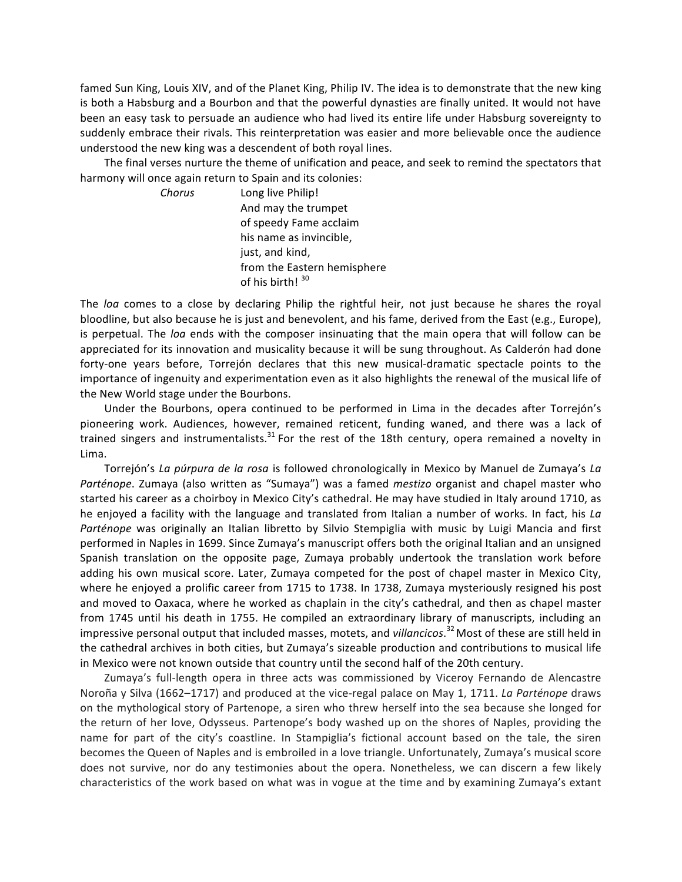famed Sun King, Louis XIV, and of the Planet King, Philip IV. The idea is to demonstrate that the new king is both a Habsburg and a Bourbon and that the powerful dynasties are finally united. It would not have been an easy task to persuade an audience who had lived its entire life under Habsburg sovereignty to suddenly embrace their rivals. This reinterpretation was easier and more believable once the audience understood the new king was a descendent of both royal lines.

The final verses nurture the theme of unification and peace, and seek to remind the spectators that harmony will once again return to Spain and its colonies:

> *Chorus* Long live Philip!
> And may the trumpet
> of speedy Fame acclaim
> his name as invincible,
> just, and kind,
> from the Eastern hemisphere
> of his birth! [30]

The *loa* comes to a close by declaring Philip the rightful heir, not just because he shares the royal bloodline, but also because he is just and benevolent, and his fame, derived from the East (e.g., Europe), is perpetual. The *loa* ends with the composer insinuating that the main opera that will follow can be appreciated for its innovation and musicality because it will be sung throughout. As Calderón had done forty-one years before, Torrejón declares that this new musical-dramatic spectacle points to the importance of ingenuity and experimentation even as it also highlights the renewal of the musical life of the New World stage under the Bourbons.

Under the Bourbons, opera continued to be performed in Lima in the decades after Torrejón's pioneering work. Audiences, however, remained reticent, funding waned, and there was a lack of trained singers and instrumentalists.[31] For the rest of the 18th century, opera remained a novelty in Lima.

Torrejón's *La púrpura de la rosa* is followed chronologically in Mexico by Manuel de Zumaya's *La Parténope*. Zumaya (also written as "Sumaya") was a famed *mestizo* organist and chapel master who started his career as a choirboy in Mexico City's cathedral. He may have studied in Italy around 1710, as he enjoyed a facility with the language and translated from Italian a number of works. In fact, his *La Parténope* was originally an Italian libretto by Silvio Stempiglia with music by Luigi Mancia and first performed in Naples in 1699. Since Zumaya's manuscript offers both the original Italian and an unsigned Spanish translation on the opposite page, Zumaya probably undertook the translation work before adding his own musical score. Later, Zumaya competed for the post of chapel master in Mexico City, where he enjoyed a prolific career from 1715 to 1738. In 1738, Zumaya mysteriously resigned his post and moved to Oaxaca, where he worked as chaplain in the city's cathedral, and then as chapel master from 1745 until his death in 1755. He compiled an extraordinary library of manuscripts, including an impressive personal output that included masses, motets, and *villancicos*.[32] Most of these are still held in the cathedral archives in both cities, but Zumaya's sizeable production and contributions to musical life in Mexico were not known outside that country until the second half of the 20th century.

Zumaya's full-length opera in three acts was commissioned by Viceroy Fernando de Alencastre Noroña y Silva (1662–1717) and produced at the vice-regal palace on May 1, 1711. *La Parténope* draws on the mythological story of Partenope, a siren who threw herself into the sea because she longed for the return of her love, Odysseus. Partenope's body washed up on the shores of Naples, providing the name for part of the city's coastline. In Stampiglia's fictional account based on the tale, the siren becomes the Queen of Naples and is embroiled in a love triangle. Unfortunately, Zumaya's musical score does not survive, nor do any testimonies about the opera. Nonetheless, we can discern a few likely characteristics of the work based on what was in vogue at the time and by examining Zumaya's extant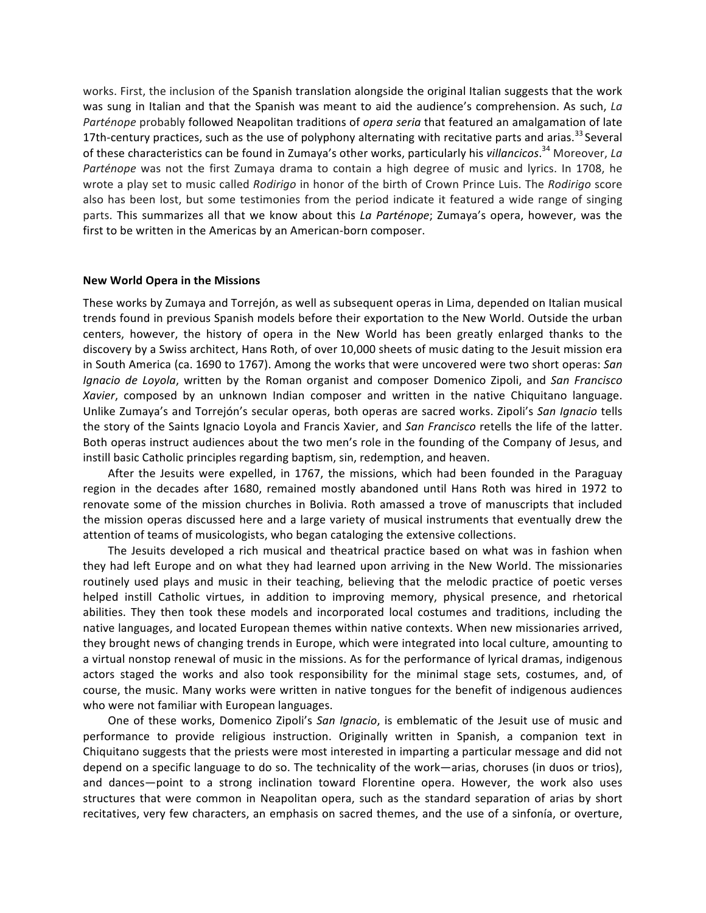works. First, the inclusion of the Spanish translation alongside the original Italian suggests that the work was sung in Italian and that the Spanish was meant to aid the audience's comprehension. As such, *La Parténope* probably followed Neapolitan traditions of *opera seria* that featured an amalgamation of late 17th-century practices, such as the use of polyphony alternating with recitative parts and arias.[33] Several of these characteristics can be found in Zumaya's other works, particularly his *villancicos*.[34] Moreover, *La Parténope* was not the first Zumaya drama to contain a high degree of music and lyrics. In 1708, he wrote a play set to music called *Rodirigo* in honor of the birth of Crown Prince Luis. The *Rodirigo* score also has been lost, but some testimonies from the period indicate it featured a wide range of singing parts. This summarizes all that we know about this *La Parténope*; Zumaya's opera, however, was the first to be written in the Americas by an American-born composer.

## New World Opera in the Missions

These works by Zumaya and Torrejón, as well as subsequent operas in Lima, depended on Italian musical trends found in previous Spanish models before their exportation to the New World. Outside the urban centers, however, the history of opera in the New World has been greatly enlarged thanks to the discovery by a Swiss architect, Hans Roth, of over 10,000 sheets of music dating to the Jesuit mission era in South America (ca. 1690 to 1767). Among the works that were uncovered were two short operas: *San Ignacio de Loyola*, written by the Roman organist and composer Domenico Zipoli, and *San Francisco Xavier*, composed by an unknown Indian composer and written in the native Chiquitano language. Unlike Zumaya's and Torrejón's secular operas, both operas are sacred works. Zipoli's *San Ignacio* tells the story of the Saints Ignacio Loyola and Francis Xavier, and *San Francisco* retells the life of the latter. Both operas instruct audiences about the two men's role in the founding of the Company of Jesus, and instill basic Catholic principles regarding baptism, sin, redemption, and heaven.

After the Jesuits were expelled, in 1767, the missions, which had been founded in the Paraguay region in the decades after 1680, remained mostly abandoned until Hans Roth was hired in 1972 to renovate some of the mission churches in Bolivia. Roth amassed a trove of manuscripts that included the mission operas discussed here and a large variety of musical instruments that eventually drew the attention of teams of musicologists, who began cataloging the extensive collections.

The Jesuits developed a rich musical and theatrical practice based on what was in fashion when they had left Europe and on what they had learned upon arriving in the New World. The missionaries routinely used plays and music in their teaching, believing that the melodic practice of poetic verses helped instill Catholic virtues, in addition to improving memory, physical presence, and rhetorical abilities. They then took these models and incorporated local costumes and traditions, including the native languages, and located European themes within native contexts. When new missionaries arrived, they brought news of changing trends in Europe, which were integrated into local culture, amounting to a virtual nonstop renewal of music in the missions. As for the performance of lyrical dramas, indigenous actors staged the works and also took responsibility for the minimal stage sets, costumes, and, of course, the music. Many works were written in native tongues for the benefit of indigenous audiences who were not familiar with European languages.

One of these works, Domenico Zipoli's *San Ignacio*, is emblematic of the Jesuit use of music and performance to provide religious instruction. Originally written in Spanish, a companion text in Chiquitano suggests that the priests were most interested in imparting a particular message and did not depend on a specific language to do so. The technicality of the work—arias, choruses (in duos or trios), and dances—point to a strong inclination toward Florentine opera. However, the work also uses structures that were common in Neapolitan opera, such as the standard separation of arias by short recitatives, very few characters, an emphasis on sacred themes, and the use of a sinfonía, or overture,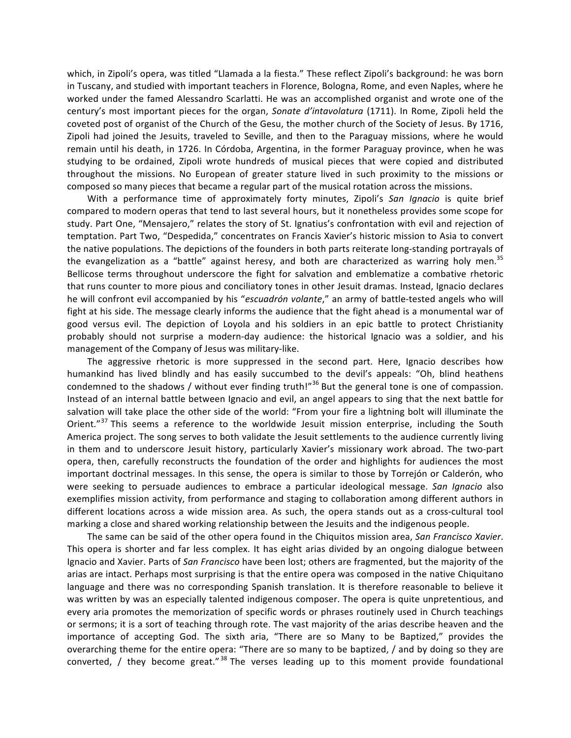which, in Zipoli's opera, was titled "Llamada a la fiesta." These reflect Zipoli's background: he was born in Tuscany, and studied with important teachers in Florence, Bologna, Rome, and even Naples, where he worked under the famed Alessandro Scarlatti. He was an accomplished organist and wrote one of the century's most important pieces for the organ, *Sonate d'intavolatura* (1711). In Rome, Zipoli held the coveted post of organist of the Church of the Gesu, the mother church of the Society of Jesus. By 1716, Zipoli had joined the Jesuits, traveled to Seville, and then to the Paraguay missions, where he would remain until his death, in 1726. In Córdoba, Argentina, in the former Paraguay province, when he was studying to be ordained, Zipoli wrote hundreds of musical pieces that were copied and distributed throughout the missions. No European of greater stature lived in such proximity to the missions or composed so many pieces that became a regular part of the musical rotation across the missions.

With a performance time of approximately forty minutes, Zipoli's *San Ignacio* is quite brief compared to modern operas that tend to last several hours, but it nonetheless provides some scope for study. Part One, "Mensajero," relates the story of St. Ignatius's confrontation with evil and rejection of temptation. Part Two, "Despedida," concentrates on Francis Xavier's historic mission to Asia to convert the native populations. The depictions of the founders in both parts reiterate long-standing portrayals of the evangelization as a "battle" against heresy, and both are characterized as warring holy men.[35] Bellicose terms throughout underscore the fight for salvation and emblematize a combative rhetoric that runs counter to more pious and conciliatory tones in other Jesuit dramas. Instead, Ignacio declares he will confront evil accompanied by his "*escuadrón volante*," an army of battle-tested angels who will fight at his side. The message clearly informs the audience that the fight ahead is a monumental war of good versus evil. The depiction of Loyola and his soldiers in an epic battle to protect Christianity probably should not surprise a modern-day audience: the historical Ignacio was a soldier, and his management of the Company of Jesus was military-like.

The aggressive rhetoric is more suppressed in the second part. Here, Ignacio describes how humankind has lived blindly and has easily succumbed to the devil's appeals: "Oh, blind heathens condemned to the shadows / without ever finding truth!"[36] But the general tone is one of compassion. Instead of an internal battle between Ignacio and evil, an angel appears to sing that the next battle for salvation will take place the other side of the world: "From your fire a lightning bolt will illuminate the Orient."[37] This seems a reference to the worldwide Jesuit mission enterprise, including the South America project. The song serves to both validate the Jesuit settlements to the audience currently living in them and to underscore Jesuit history, particularly Xavier's missionary work abroad. The two-part opera, then, carefully reconstructs the foundation of the order and highlights for audiences the most important doctrinal messages. In this sense, the opera is similar to those by Torrejón or Calderón, who were seeking to persuade audiences to embrace a particular ideological message. *San Ignacio* also exemplifies mission activity, from performance and staging to collaboration among different authors in different locations across a wide mission area. As such, the opera stands out as a cross-cultural tool marking a close and shared working relationship between the Jesuits and the indigenous people.

The same can be said of the other opera found in the Chiquitos mission area, *San Francisco Xavier*. This opera is shorter and far less complex. It has eight arias divided by an ongoing dialogue between Ignacio and Xavier. Parts of *San Francisco* have been lost; others are fragmented, but the majority of the arias are intact. Perhaps most surprising is that the entire opera was composed in the native Chiquitano language and there was no corresponding Spanish translation. It is therefore reasonable to believe it was written by was an especially talented indigenous composer. The opera is quite unpretentious, and every aria promotes the memorization of specific words or phrases routinely used in Church teachings or sermons; it is a sort of teaching through rote. The vast majority of the arias describe heaven and the importance of accepting God. The sixth aria, "There are so Many to be Baptized," provides the overarching theme for the entire opera: "There are so many to be baptized, / and by doing so they are converted, / they become great."[38] The verses leading up to this moment provide foundational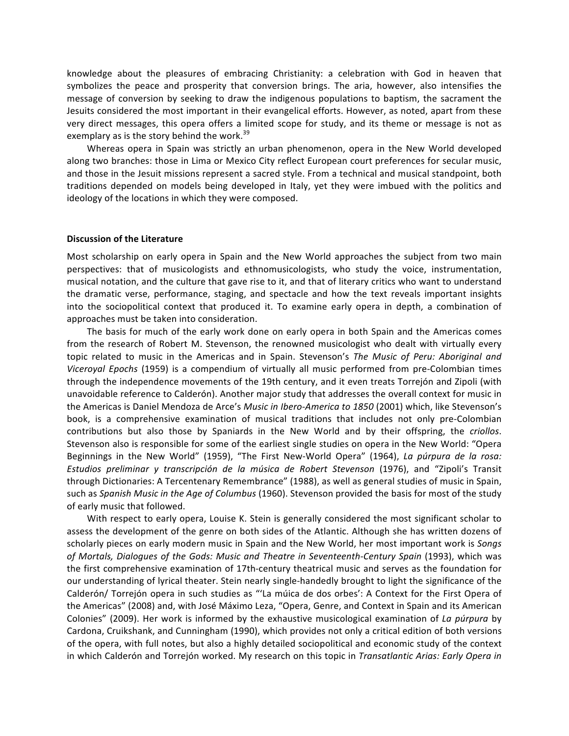knowledge about the pleasures of embracing Christianity: a celebration with God in heaven that symbolizes the peace and prosperity that conversion brings. The aria, however, also intensifies the message of conversion by seeking to draw the indigenous populations to baptism, the sacrament the Jesuits considered the most important in their evangelical efforts. However, as noted, apart from these very direct messages, this opera offers a limited scope for study, and its theme or message is not as exemplary as is the story behind the work.[39]

Whereas opera in Spain was strictly an urban phenomenon, opera in the New World developed along two branches: those in Lima or Mexico City reflect European court preferences for secular music, and those in the Jesuit missions represent a sacred style. From a technical and musical standpoint, both traditions depended on models being developed in Italy, yet they were imbued with the politics and ideology of the locations in which they were composed.

**Discussion of the Literature**

Most scholarship on early opera in Spain and the New World approaches the subject from two main perspectives: that of musicologists and ethnomusicologists, who study the voice, instrumentation, musical notation, and the culture that gave rise to it, and that of literary critics who want to understand the dramatic verse, performance, staging, and spectacle and how the text reveals important insights into the sociopolitical context that produced it. To examine early opera in depth, a combination of approaches must be taken into consideration.

The basis for much of the early work done on early opera in both Spain and the Americas comes from the research of Robert M. Stevenson, the renowned musicologist who dealt with virtually every topic related to music in the Americas and in Spain. Stevenson's *The Music of Peru: Aboriginal and Viceroyal Epochs* (1959) is a compendium of virtually all music performed from pre-Colombian times through the independence movements of the 19th century, and it even treats Torrejón and Zipoli (with unavoidable reference to Calderón). Another major study that addresses the overall context for music in the Americas is Daniel Mendoza de Arce's *Music in Ibero-America to 1850* (2001) which, like Stevenson's book, is a comprehensive examination of musical traditions that includes not only pre-Colombian contributions but also those by Spaniards in the New World and by their offspring, the *criollos*. Stevenson also is responsible for some of the earliest single studies on opera in the New World: "Opera Beginnings in the New World" (1959), "The First New-World Opera" (1964), *La púrpura de la rosa: Estudios preliminar y transcripción de la música de Robert Stevenson* (1976), and "Zipoli's Transit through Dictionaries: A Tercentenary Remembrance" (1988), as well as general studies of music in Spain, such as *Spanish Music in the Age of Columbus* (1960). Stevenson provided the basis for most of the study of early music that followed.

With respect to early opera, Louise K. Stein is generally considered the most significant scholar to assess the development of the genre on both sides of the Atlantic. Although she has written dozens of scholarly pieces on early modern music in Spain and the New World, her most important work is *Songs of Mortals, Dialogues of the Gods: Music and Theatre in Seventeenth-Century Spain* (1993), which was the first comprehensive examination of 17th-century theatrical music and serves as the foundation for our understanding of lyrical theater. Stein nearly single-handedly brought to light the significance of the Calderón/ Torrejón opera in such studies as "'La múica de dos orbes': A Context for the First Opera of the Americas" (2008) and, with José Máximo Leza, "Opera, Genre, and Context in Spain and its American Colonies" (2009). Her work is informed by the exhaustive musicological examination of *La púrpura* by Cardona, Cruikshank, and Cunningham (1990), which provides not only a critical edition of both versions of the opera, with full notes, but also a highly detailed sociopolitical and economic study of the context in which Calderón and Torrejón worked. My research on this topic in *Transatlantic Arias: Early Opera in*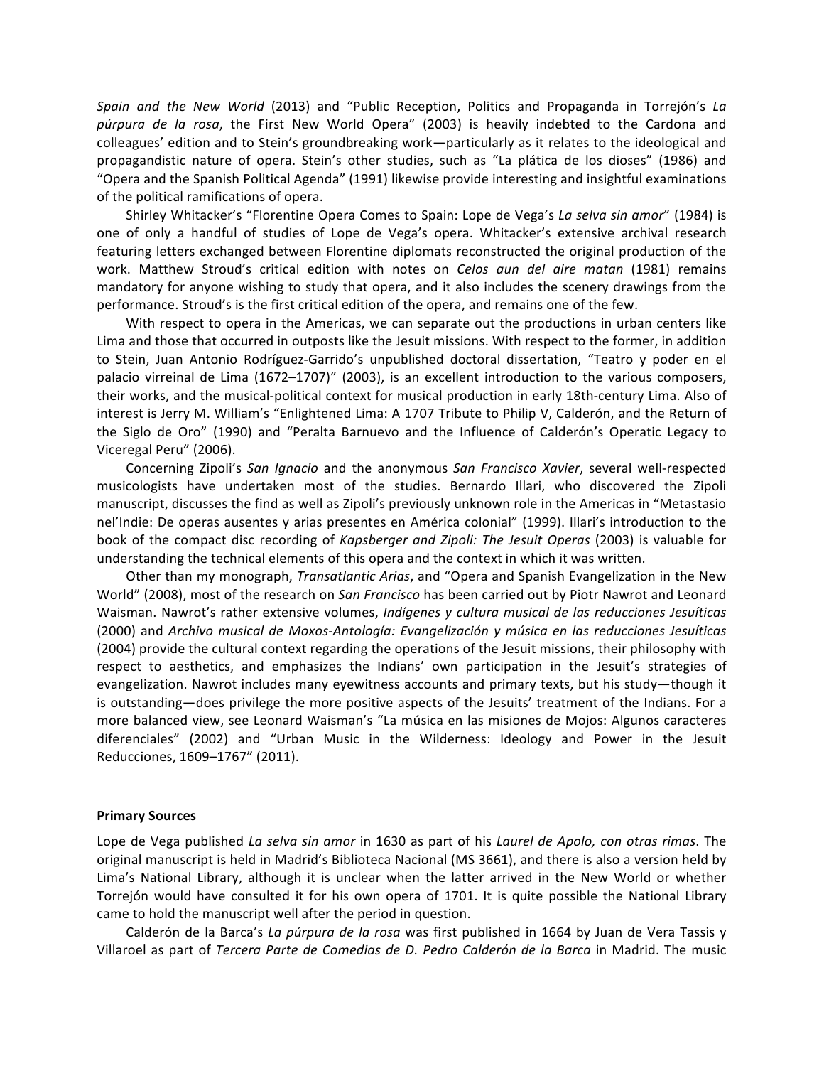*Spain and the New World* (2013) and "Public Reception, Politics and Propaganda in Torrejón's *La púrpura de la rosa*, the First New World Opera" (2003) is heavily indebted to the Cardona and colleagues' edition and to Stein's groundbreaking work—particularly as it relates to the ideological and propagandistic nature of opera. Stein's other studies, such as "La plática de los dioses" (1986) and "Opera and the Spanish Political Agenda" (1991) likewise provide interesting and insightful examinations of the political ramifications of opera.

Shirley Whitacker's "Florentine Opera Comes to Spain: Lope de Vega's *La selva sin amor*" (1984) is one of only a handful of studies of Lope de Vega's opera. Whitacker's extensive archival research featuring letters exchanged between Florentine diplomats reconstructed the original production of the work. Matthew Stroud's critical edition with notes on *Celos aun del aire matan* (1981) remains mandatory for anyone wishing to study that opera, and it also includes the scenery drawings from the performance. Stroud's is the first critical edition of the opera, and remains one of the few.

With respect to opera in the Americas, we can separate out the productions in urban centers like Lima and those that occurred in outposts like the Jesuit missions. With respect to the former, in addition to Stein, Juan Antonio Rodríguez-Garrido's unpublished doctoral dissertation, "Teatro y poder en el palacio virreinal de Lima (1672–1707)" (2003), is an excellent introduction to the various composers, their works, and the musical-political context for musical production in early 18th-century Lima. Also of interest is Jerry M. William's "Enlightened Lima: A 1707 Tribute to Philip V, Calderón, and the Return of the Siglo de Oro" (1990) and "Peralta Barnuevo and the Influence of Calderón's Operatic Legacy to Viceregal Peru" (2006).

Concerning Zipoli's *San Ignacio* and the anonymous *San Francisco Xavier*, several well-respected musicologists have undertaken most of the studies. Bernardo Illari, who discovered the Zipoli manuscript, discusses the find as well as Zipoli's previously unknown role in the Americas in "Metastasio nel'Indie: De operas ausentes y arias presentes en América colonial" (1999). Illari's introduction to the book of the compact disc recording of *Kapsberger and Zipoli: The Jesuit Operas* (2003) is valuable for understanding the technical elements of this opera and the context in which it was written.

Other than my monograph, *Transatlantic Arias*, and "Opera and Spanish Evangelization in the New World" (2008), most of the research on *San Francisco* has been carried out by Piotr Nawrot and Leonard Waisman. Nawrot's rather extensive volumes, *Indígenes y cultura musical de las reducciones Jesuíticas* (2000) and *Archivo musical de Moxos-Antología: Evangelización y música en las reducciones Jesuíticas* (2004) provide the cultural context regarding the operations of the Jesuit missions, their philosophy with respect to aesthetics, and emphasizes the Indians' own participation in the Jesuit's strategies of evangelization. Nawrot includes many eyewitness accounts and primary texts, but his study—though it is outstanding—does privilege the more positive aspects of the Jesuits' treatment of the Indians. For a more balanced view, see Leonard Waisman's "La música en las misiones de Mojos: Algunos caracteres diferenciales" (2002) and "Urban Music in the Wilderness: Ideology and Power in the Jesuit Reducciones, 1609–1767" (2011).

**Primary Sources**

Lope de Vega published *La selva sin amor* in 1630 as part of his *Laurel de Apolo, con otras rimas*. The original manuscript is held in Madrid's Biblioteca Nacional (MS 3661), and there is also a version held by Lima's National Library, although it is unclear when the latter arrived in the New World or whether Torrejón would have consulted it for his own opera of 1701. It is quite possible the National Library came to hold the manuscript well after the period in question.

Calderón de la Barca's *La púrpura de la rosa* was first published in 1664 by Juan de Vera Tassis y Villaroel as part of *Tercera Parte de Comedias de D. Pedro Calderón de la Barca* in Madrid. The music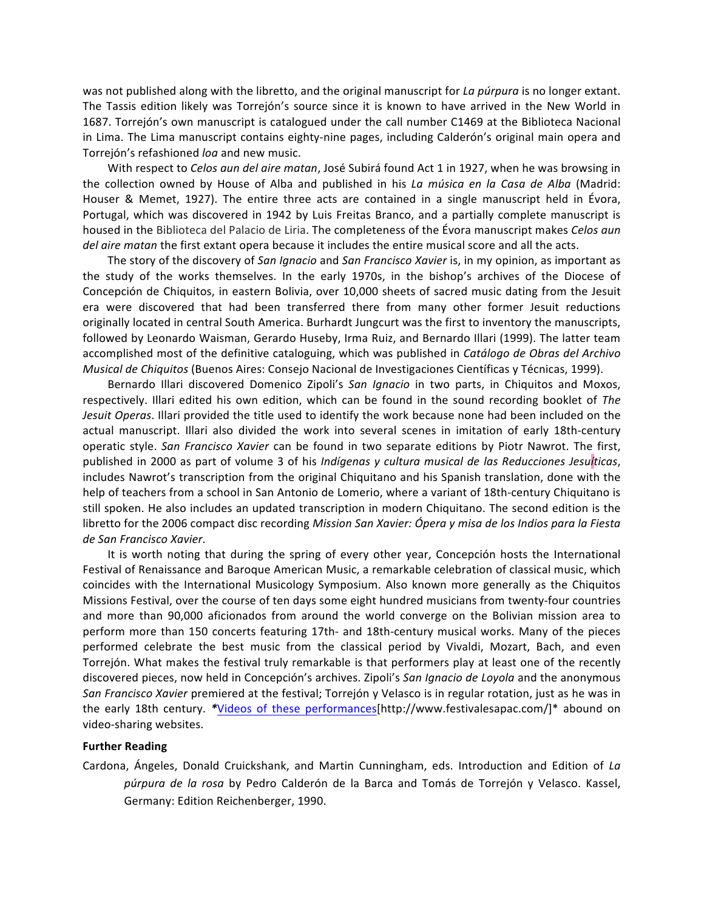was not published along with the libretto, and the original manuscript for *La púrpura* is no longer extant. The Tassis edition likely was Torrejón's source since it is known to have arrived in the New World in 1687. Torrejón's own manuscript is catalogued under the call number C1469 at the Biblioteca Nacional in Lima. The Lima manuscript contains eighty-nine pages, including Calderón's original main opera and Torrejón's refashioned *loa* and new music.

With respect to *Celos aun del aire matan*, José Subirá found Act 1 in 1927, when he was browsing in the collection owned by House of Alba and published in his *La música en la Casa de Alba* (Madrid: Houser & Memet, 1927). The entire three acts are contained in a single manuscript held in Évora, Portugal, which was discovered in 1942 by Luis Freitas Branco, and a partially complete manuscript is housed in the Biblioteca del Palacio de Liria. The completeness of the Évora manuscript makes *Celos aun del aire matan* the first extant opera because it includes the entire musical score and all the acts.

The story of the discovery of *San Ignacio* and *San Francisco Xavier* is, in my opinion, as important as the study of the works themselves. In the early 1970s, in the bishop's archives of the Diocese of Concepción de Chiquitos, in eastern Bolivia, over 10,000 sheets of sacred music dating from the Jesuit era were discovered that had been transferred there from many other former Jesuit reductions originally located in central South America. Burhardt Jungcurt was the first to inventory the manuscripts, followed by Leonardo Waisman, Gerardo Huseby, Irma Ruiz, and Bernardo Illari (1999). The latter team accomplished most of the definitive cataloguing, which was published in *Catálogo de Obras del Archivo Musical de Chiquitos* (Buenos Aires: Consejo Nacional de Investigaciones Científicas y Técnicas, 1999).

Bernardo Illari discovered Domenico Zipoli's *San Ignacio* in two parts, in Chiquitos and Moxos, respectively. Illari edited his own edition, which can be found in the sound recording booklet of *The Jesuit Operas*. Illari provided the title used to identify the work because none had been included on the actual manuscript. Illari also divided the work into several scenes in imitation of early 18th-century operatic style. *San Francisco Xavier* can be found in two separate editions by Piotr Nawrot. The first, published in 2000 as part of volume 3 of his *Indígenas y cultura musical de las Reducciones Jesuíticas*, includes Nawrot's transcription from the original Chiquitano and his Spanish translation, done with the help of teachers from a school in San Antonio de Lomerio, where a variant of 18th-century Chiquitano is still spoken. He also includes an updated transcription in modern Chiquitano. The second edition is the libretto for the 2006 compact disc recording *Mission San Xavier: Ópera y misa de los Indios para la Fiesta de San Francisco Xavier*.

It is worth noting that during the spring of every other year, Concepción hosts the International Festival of Renaissance and Baroque American Music, a remarkable celebration of classical music, which coincides with the International Musicology Symposium. Also known more generally as the Chiquitos Missions Festival, over the course of ten days some eight hundred musicians from twenty-four countries and more than 90,000 aficionados from around the world converge on the Bolivian mission area to perform more than 150 concerts featuring 17th- and 18th-century musical works. Many of the pieces performed celebrate the best music from the classical period by Vivaldi, Mozart, Bach, and even Torrejón. What makes the festival truly remarkable is that performers play at least one of the recently discovered pieces, now held in Concepción's archives. Zipoli's *San Ignacio de Loyola* and the anonymous *San Francisco Xavier* premiered at the festival; Torrejón y Velasco is in regular rotation, just as he was in the early 18th century. *Videos of these performances[http://www.festivalesapac.com/]* abound on video-sharing websites.

**Further Reading**

Cardona, Ángeles, Donald Cruickshank, and Martin Cunningham, eds. Introduction and Edition of *La púrpura de la rosa* by Pedro Calderón de la Barca and Tomás de Torrejón y Velasco. Kassel, Germany: Edition Reichenberger, 1990.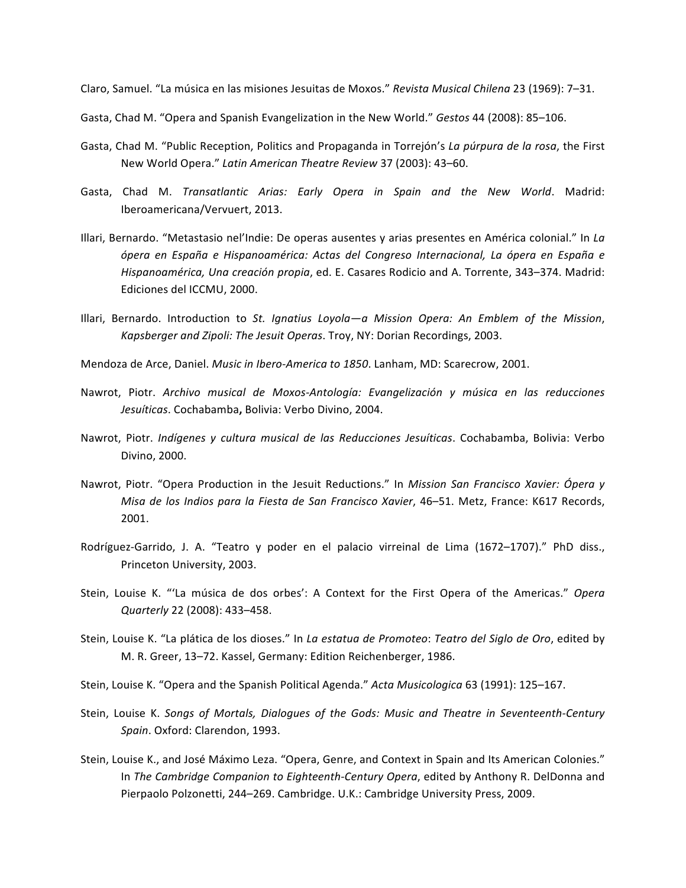Claro, Samuel. “La música en las misiones Jesuitas de Moxos.” *Revista Musical Chilena* 23 (1969): 7–31.

Gasta, Chad M. “Opera and Spanish Evangelization in the New World.” *Gestos* 44 (2008): 85–106.

Gasta, Chad M. “Public Reception, Politics and Propaganda in Torrejón’s *La púrpura de la rosa*, the First New World Opera.” *Latin American Theatre Review* 37 (2003): 43–60.

Gasta, Chad M. *Transatlantic Arias: Early Opera in Spain and the New World*. Madrid: Iberoamericana/Vervuert, 2013.

Illari, Bernardo. “Metastasio nel’Indie: De operas ausentes y arias presentes en América colonial.” In *La ópera en España e Hispanoamérica: Actas del Congreso Internacional, La ópera en España e Hispanoamérica, Una creación propia*, ed. E. Casares Rodicio and A. Torrente, 343–374. Madrid: Ediciones del ICCMU, 2000.

Illari, Bernardo. Introduction to *St. Ignatius Loyola—a Mission Opera: An Emblem of the Mission, Kapsberger and Zipoli: The Jesuit Operas*. Troy, NY: Dorian Recordings, 2003.

Mendoza de Arce, Daniel. *Music in Ibero-America to 1850*. Lanham, MD: Scarecrow, 2001.

Nawrot, Piotr. *Archivo musical de Moxos-Antología: Evangelización y música en las reducciones Jesuíticas*. Cochabamba**,** Bolivia: Verbo Divino, 2004.

Nawrot, Piotr. *Indígenes y cultura musical de las Reducciones Jesuíticas*. Cochabamba, Bolivia: Verbo Divino, 2000.

Nawrot, Piotr. “Opera Production in the Jesuit Reductions.” In *Mission San Francisco Xavier: Ópera y Misa de los Indios para la Fiesta de San Francisco Xavier*, 46–51. Metz, France: K617 Records, 2001.

Rodríguez-Garrido, J. A. “Teatro y poder en el palacio virreinal de Lima (1672–1707).” PhD diss., Princeton University, 2003.

Stein, Louise K. “‘La música de dos orbes’: A Context for the First Opera of the Americas.” *Opera Quarterly* 22 (2008): 433–458.

Stein, Louise K. “La plática de los dioses.” In *La estatua de Promoteo*: *Teatro del Siglo de Oro*, edited by M. R. Greer, 13–72. Kassel, Germany: Edition Reichenberger, 1986.

Stein, Louise K. “Opera and the Spanish Political Agenda.” *Acta Musicologica* 63 (1991): 125–167.

Stein, Louise K. *Songs of Mortals, Dialogues of the Gods: Music and Theatre in Seventeenth-Century Spain*. Oxford: Clarendon, 1993.

Stein, Louise K., and José Máximo Leza. “Opera, Genre, and Context in Spain and Its American Colonies.” In *The Cambridge Companion to Eighteenth-Century Opera*, edited by Anthony R. DelDonna and Pierpaolo Polzonetti, 244–269. Cambridge. U.K.: Cambridge University Press, 2009.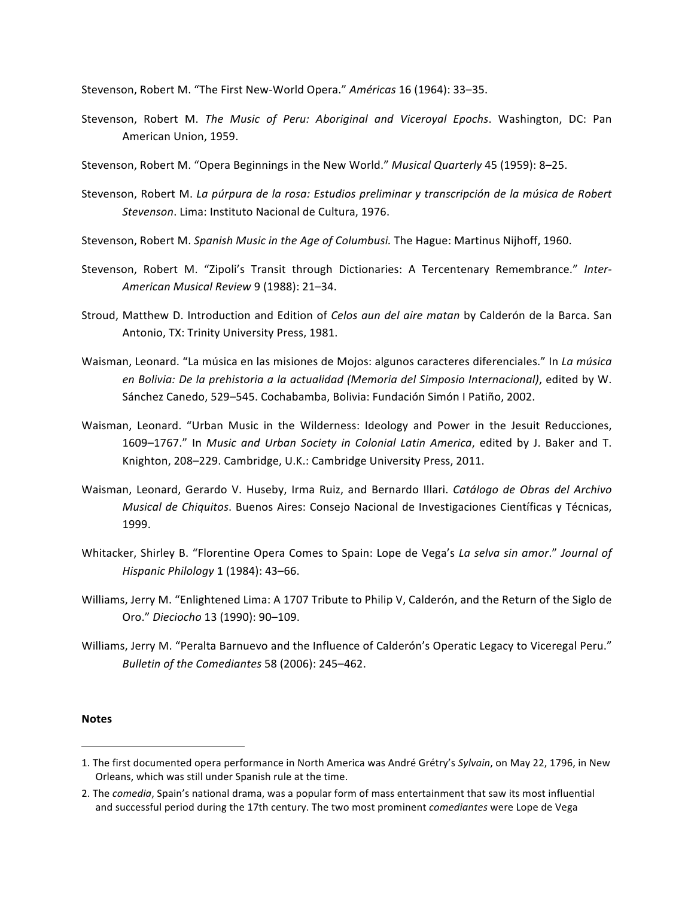Stevenson, Robert M. "The First New-World Opera." *Américas* 16 (1964): 33–35.

Stevenson, Robert M. *The Music of Peru: Aboriginal and Viceroyal Epochs*. Washington, DC: Pan American Union, 1959.

Stevenson, Robert M. "Opera Beginnings in the New World." *Musical Quarterly* 45 (1959): 8–25.

Stevenson, Robert M. *La púrpura de la rosa: Estudios preliminar y transcripción de la música de Robert Stevenson*. Lima: Instituto Nacional de Cultura, 1976.

Stevenson, Robert M. *Spanish Music in the Age of Columbusi.* The Hague: Martinus Nijhoff, 1960.

Stevenson, Robert M. "Zipoli's Transit through Dictionaries: A Tercentenary Remembrance." *Inter-American Musical Review* 9 (1988): 21–34.

Stroud, Matthew D. Introduction and Edition of *Celos aun del aire matan* by Calderón de la Barca. San Antonio, TX: Trinity University Press, 1981.

Waisman, Leonard. "La música en las misiones de Mojos: algunos caracteres diferenciales." In *La música en Bolivia: De la prehistoria a la actualidad (Memoria del Simposio Internacional)*, edited by W. Sánchez Canedo, 529–545. Cochabamba, Bolivia: Fundación Simón I Patiño, 2002.

Waisman, Leonard. "Urban Music in the Wilderness: Ideology and Power in the Jesuit Reducciones, 1609–1767." In *Music and Urban Society in Colonial Latin America*, edited by J. Baker and T. Knighton, 208–229. Cambridge, U.K.: Cambridge University Press, 2011.

Waisman, Leonard, Gerardo V. Huseby, Irma Ruiz, and Bernardo Illari. *Catálogo de Obras del Archivo Musical de Chiquitos*. Buenos Aires: Consejo Nacional de Investigaciones Científicas y Técnicas, 1999.

Whitacker, Shirley B. "Florentine Opera Comes to Spain: Lope de Vega's *La selva sin amor*." *Journal of Hispanic Philology* 1 (1984): 43–66.

Williams, Jerry M. "Enlightened Lima: A 1707 Tribute to Philip V, Calderón, and the Return of the Siglo de Oro." *Dieciocho* 13 (1990): 90–109.

Williams, Jerry M. "Peralta Barnuevo and the Influence of Calderón's Operatic Legacy to Viceregal Peru." *Bulletin of the Comediantes* 58 (2006): 245–462.

**Notes**

1. The first documented opera performance in North America was André Grétry's *Sylvain*, on May 22, 1796, in New Orleans, which was still under Spanish rule at the time.

2. The *comedia*, Spain's national drama, was a popular form of mass entertainment that saw its most influential and successful period during the 17th century. The two most prominent *comediantes* were Lope de Vega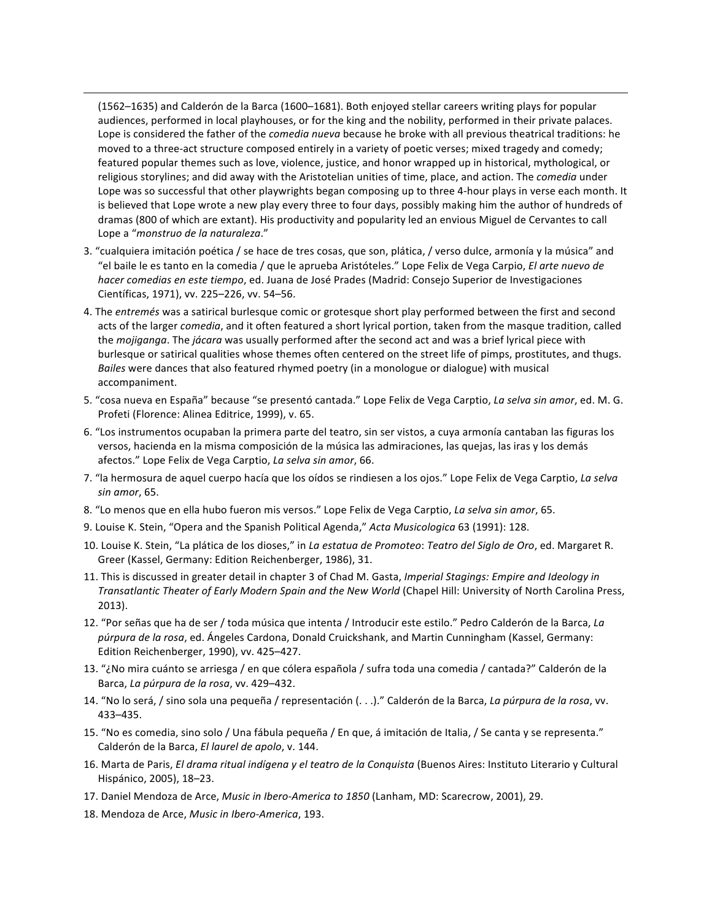(1562–1635) and Calderón de la Barca (1600–1681). Both enjoyed stellar careers writing plays for popular audiences, performed in local playhouses, or for the king and the nobility, performed in their private palaces. Lope is considered the father of the *comedia nueva* because he broke with all previous theatrical traditions: he moved to a three-act structure composed entirely in a variety of poetic verses; mixed tragedy and comedy; featured popular themes such as love, violence, justice, and honor wrapped up in historical, mythological, or religious storylines; and did away with the Aristotelian unities of time, place, and action. The *comedia* under Lope was so successful that other playwrights began composing up to three 4-hour plays in verse each month. It is believed that Lope wrote a new play every three to four days, possibly making him the author of hundreds of dramas (800 of which are extant). His productivity and popularity led an envious Miguel de Cervantes to call Lope a "*monstruo de la naturaleza*."

3. "cualquiera imitación poética / se hace de tres cosas, que son, plática, / verso dulce, armonía y la música" and "el baile le es tanto en la comedia / que le aprueba Aristóteles." Lope Felix de Vega Carpio, *El arte nuevo de hacer comedias en este tiempo*, ed. Juana de José Prades (Madrid: Consejo Superior de Investigaciones Científicas, 1971), vv. 225–226, vv. 54–56.
4. The *entremés* was a satirical burlesque comic or grotesque short play performed between the first and second acts of the larger *comedia*, and it often featured a short lyrical portion, taken from the masque tradition, called the *mojiganga*. The *jácara* was usually performed after the second act and was a brief lyrical piece with burlesque or satirical qualities whose themes often centered on the street life of pimps, prostitutes, and thugs. *Bailes* were dances that also featured rhymed poetry (in a monologue or dialogue) with musical accompaniment.
5. "cosa nueva en España" because "se presentó cantada." Lope Felix de Vega Carptio, *La selva sin amor*, ed. M. G. Profeti (Florence: Alinea Editrice, 1999), v. 65.
6. "Los instrumentos ocupaban la primera parte del teatro, sin ser vistos, a cuya armonía cantaban las figuras los versos, hacienda en la misma composición de la música las admiraciones, las quejas, las iras y los demás afectos." Lope Felix de Vega Carptio, *La selva sin amor*, 66.
7. "la hermosura de aquel cuerpo hacía que los oídos se rindiesen a los ojos." Lope Felix de Vega Carptio, *La selva sin amor*, 65.
8. "Lo menos que en ella hubo fueron mis versos." Lope Felix de Vega Carptio, *La selva sin amor*, 65.
9. Louise K. Stein, "Opera and the Spanish Political Agenda," *Acta Musicologica* 63 (1991): 128.
10. Louise K. Stein, "La plática de los dioses," in *La estatua de Promoteo*: *Teatro del Siglo de Oro*, ed. Margaret R. Greer (Kassel, Germany: Edition Reichenberger, 1986), 31.
11. This is discussed in greater detail in chapter 3 of Chad M. Gasta, *Imperial Stagings: Empire and Ideology in Transatlantic Theater of Early Modern Spain and the New World* (Chapel Hill: University of North Carolina Press, 2013).
12. "Por señas que ha de ser / toda música que intenta / Introducir este estilo." Pedro Calderón de la Barca, *La púrpura de la rosa*, ed. Ángeles Cardona, Donald Cruickshank, and Martin Cunningham (Kassel, Germany: Edition Reichenberger, 1990), vv. 425–427.
13. "¿No mira cuánto se arriesga / en que cólera española / sufra toda una comedia / cantada?" Calderón de la Barca, *La púrpura de la rosa*, vv. 429–432.
14. "No lo será, / sino sola una pequeña / representación (. . .)." Calderón de la Barca, *La púrpura de la rosa*, vv. 433–435.
15. "No es comedia, sino solo / Una fábula pequeña / En que, á imitación de Italia, / Se canta y se representa." Calderón de la Barca, *El laurel de apolo*, v. 144.
16. Marta de Paris, *El drama ritual indígena y el teatro de la Conquista* (Buenos Aires: Instituto Literario y Cultural Hispánico, 2005), 18–23.
17. Daniel Mendoza de Arce, *Music in Ibero-America to 1850* (Lanham, MD: Scarecrow, 2001), 29.
18. Mendoza de Arce, *Music in Ibero-America*, 193.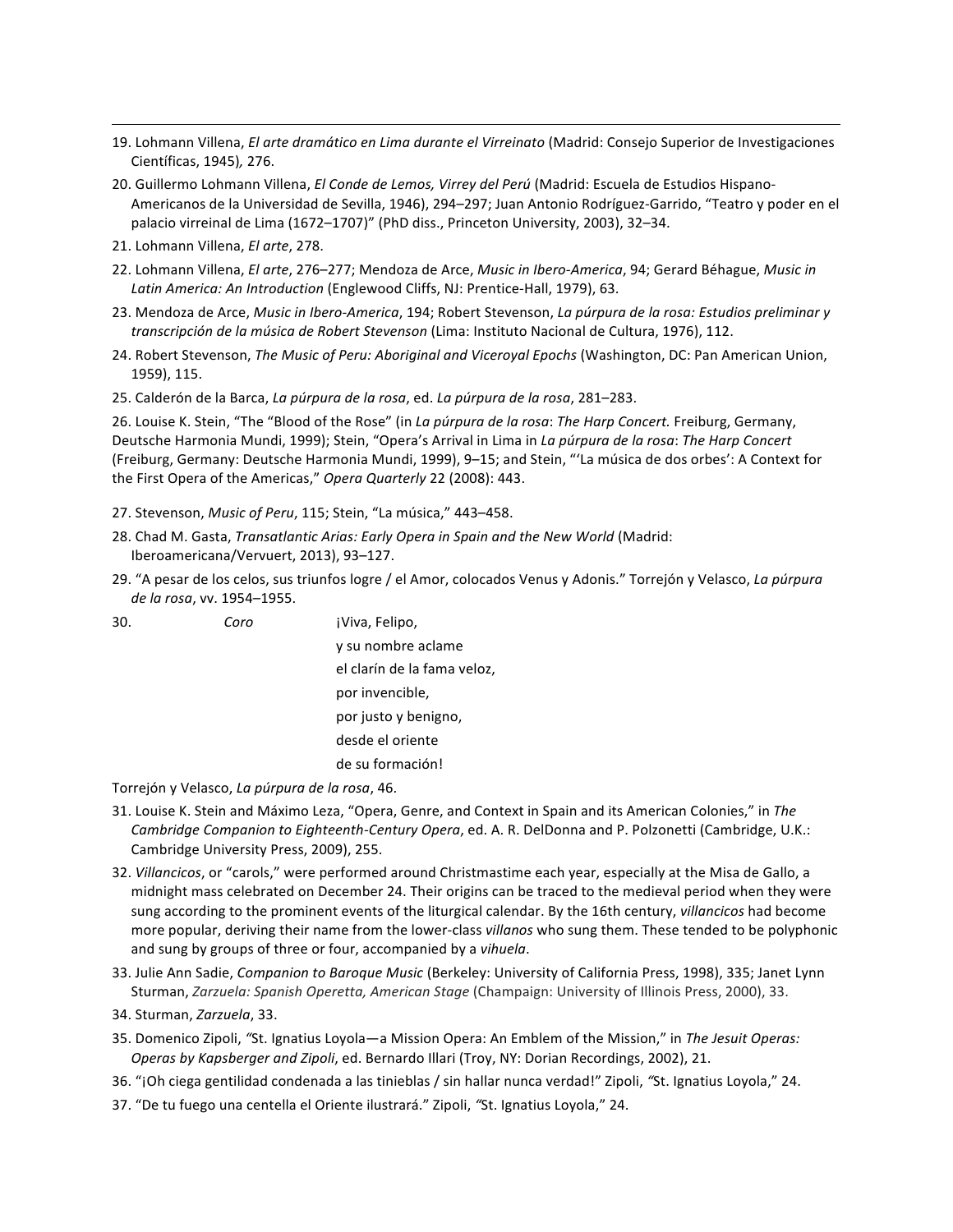19. Lohmann Villena, *El arte dramático en Lima durante el Virreinato* (Madrid: Consejo Superior de Investigaciones Científicas, 1945), 276.

20. Guillermo Lohmann Villena, *El Conde de Lemos, Virrey del Perú* (Madrid: Escuela de Estudios Hispano-Americanos de la Universidad de Sevilla, 1946), 294–297; Juan Antonio Rodríguez-Garrido, "Teatro y poder en el palacio virreinal de Lima (1672–1707)" (PhD diss., Princeton University, 2003), 32–34.

21. Lohmann Villena, *El arte*, 278.

22. Lohmann Villena, *El arte*, 276–277; Mendoza de Arce, *Music in Ibero-America*, 94; Gerard Béhague, *Music in Latin America: An Introduction* (Englewood Cliffs, NJ: Prentice-Hall, 1979), 63.

23. Mendoza de Arce, *Music in Ibero-America*, 194; Robert Stevenson, *La púrpura de la rosa: Estudios preliminar y transcripción de la música de Robert Stevenson* (Lima: Instituto Nacional de Cultura, 1976), 112.

24. Robert Stevenson, *The Music of Peru: Aboriginal and Viceroyal Epochs* (Washington, DC: Pan American Union, 1959), 115.

25. Calderón de la Barca, *La púrpura de la rosa*, ed. *La púrpura de la rosa*, 281–283.

26. Louise K. Stein, "The "Blood of the Rose" (in *La púrpura de la rosa*: *The Harp Concert.* Freiburg, Germany, Deutsche Harmonia Mundi, 1999); Stein, "Opera's Arrival in Lima in *La púrpura de la rosa*: *The Harp Concert* (Freiburg, Germany: Deutsche Harmonia Mundi, 1999), 9–15; and Stein, "'La música de dos orbes': A Context for the First Opera of the Americas," *Opera Quarterly* 22 (2008): 443.

27. Stevenson, *Music of Peru*, 115; Stein, "La música," 443–458.

28. Chad M. Gasta, *Transatlantic Arias: Early Opera in Spain and the New World* (Madrid: Iberoamericana/Vervuert, 2013), 93–127.

29. "A pesar de los celos, sus triunfos logre / el Amor, colocados Venus y Adonis." Torrejón y Velasco, *La púrpura de la rosa*, vv. 1954–1955.

30. *Coro*

¡Viva, Felipo,
y su nombre aclame
el clarín de la fama veloz,
por invencible,
por justo y benigno,
desde el oriente
de su formación!

Torrejón y Velasco, *La púrpura de la rosa*, 46.

31. Louise K. Stein and Máximo Leza, "Opera, Genre, and Context in Spain and its American Colonies," in *The Cambridge Companion to Eighteenth-Century Opera*, ed. A. R. DelDonna and P. Polzonetti (Cambridge, U.K.: Cambridge University Press, 2009), 255.

32. *Villancicos*, or "carols," were performed around Christmastime each year, especially at the Misa de Gallo, a midnight mass celebrated on December 24. Their origins can be traced to the medieval period when they were sung according to the prominent events of the liturgical calendar. By the 16th century, *villancicos* had become more popular, deriving their name from the lower-class *villanos* who sung them. These tended to be polyphonic and sung by groups of three or four, accompanied by a *vihuela*.

33. Julie Ann Sadie, *Companion to Baroque Music* (Berkeley: University of California Press, 1998), 335; Janet Lynn Sturman, *Zarzuela: Spanish Operetta, American Stage* (Champaign: University of Illinois Press, 2000), 33.

34. Sturman, *Zarzuela*, 33.

35. Domenico Zipoli, "St. Ignatius Loyola—a Mission Opera: An Emblem of the Mission," in *The Jesuit Operas: Operas by Kapsberger and Zipoli*, ed. Bernardo Illari (Troy, NY: Dorian Recordings, 2002), 21.

36. "¡Oh ciega gentilidad condenada a las tinieblas / sin hallar nunca verdad!" Zipoli, "St. Ignatius Loyola," 24.

37. "De tu fuego una centella el Oriente ilustrará." Zipoli, "St. Ignatius Loyola," 24.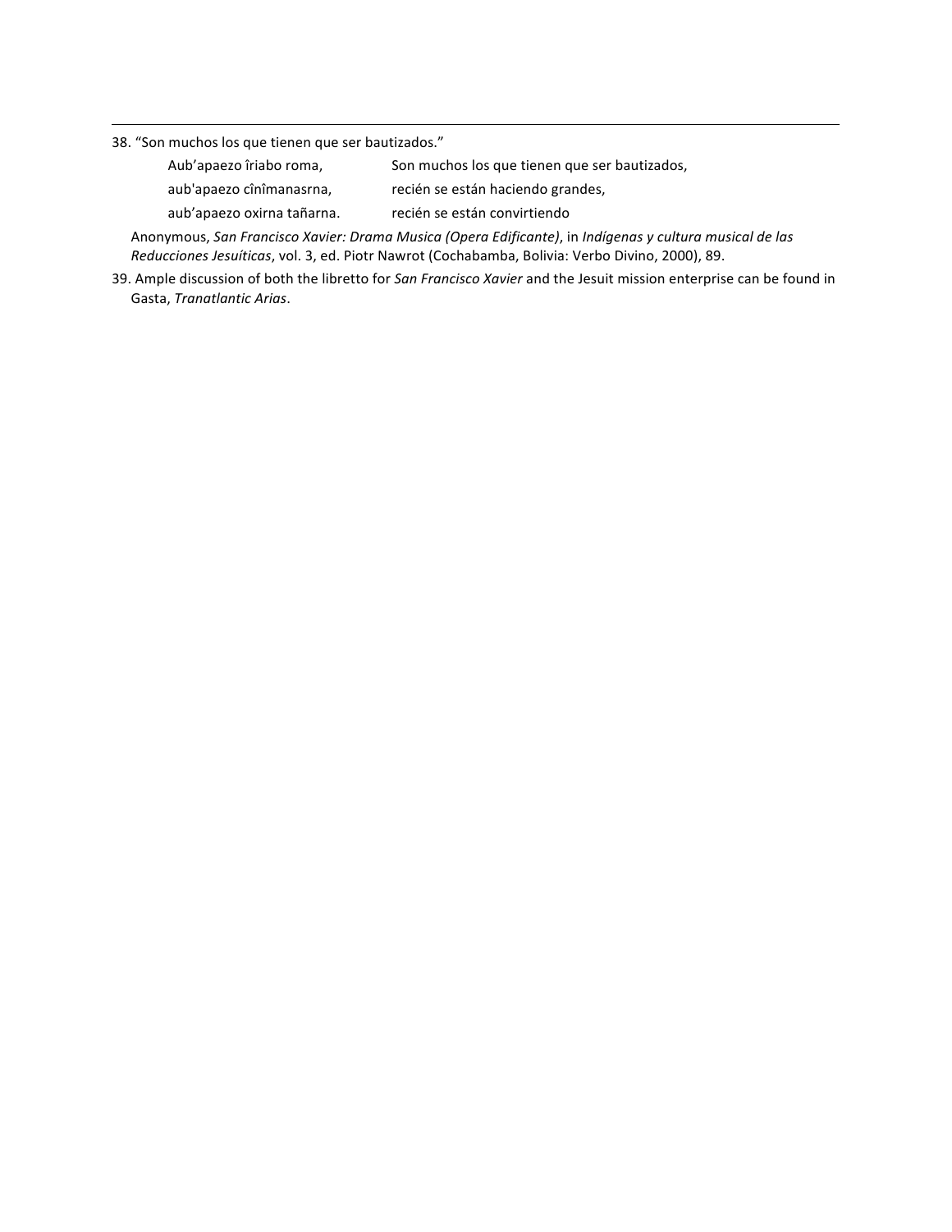38. "Son muchos los que tienen que ser bautizados."

| | |
|---|---|
| Aub'apaezo îriabo roma, | Son muchos los que tienen que ser bautizados, |
| aub'apaezo cînîmanasrna, | recién se están haciendo grandes, |
| aub'apaezo oxirna tañarna. | recién se están convirtiendo |

Anonymous, *San Francisco Xavier: Drama Musica (Opera Edificante)*, in *Indígenas y cultura musical de las Reducciones Jesuíticas*, vol. 3, ed. Piotr Nawrot (Cochabamba, Bolivia: Verbo Divino, 2000), 89.

39. Ample discussion of both the libretto for *San Francisco Xavier* and the Jesuit mission enterprise can be found in Gasta, *Tranatlantic Arias*.